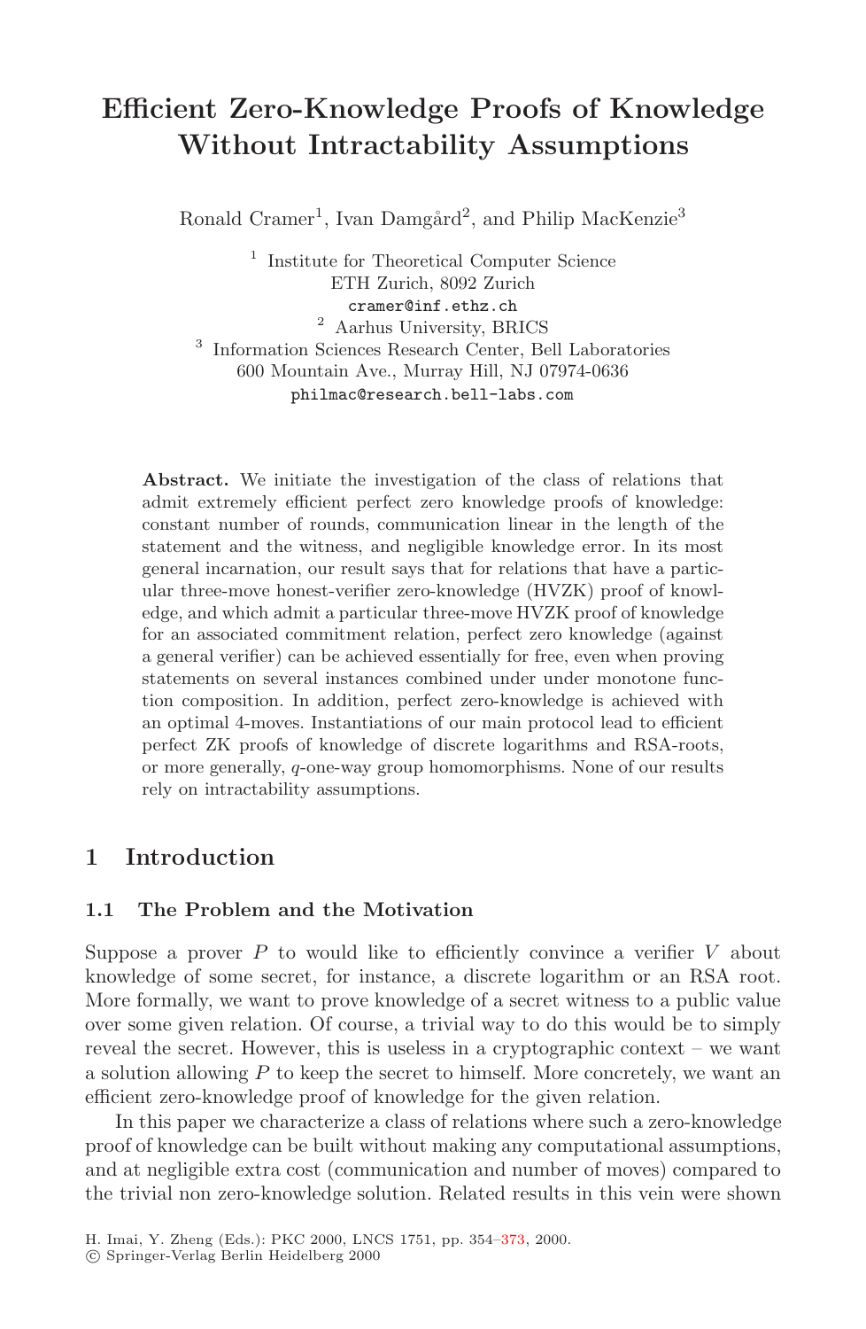# Efficient Zero-Knowledge Proofs of Knowledge Without Intractability Assumptions

Ronald Cramer[1], Ivan Damgård[2], and Philip MacKenzie[3]

[1] Institute for Theoretical Computer Science
ETH Zurich, 8092 Zurich
cramer@inf.ethz.ch

[2] Aarhus University, BRICS

[3] Information Sciences Research Center, Bell Laboratories
600 Mountain Ave., Murray Hill, NJ 07974-0636
philmac@research.bell-labs.com

**Abstract.** We initiate the investigation of the class of relations that admit extremely efficient perfect zero knowledge proofs of knowledge: constant number of rounds, communication linear in the length of the statement and the witness, and negligible knowledge error. In its most general incarnation, our result says that for relations that have a particular three-move honest-verifier zero-knowledge (HVZK) proof of knowledge, and which admit a particular three-move HVZK proof of knowledge for an associated commitment relation, perfect zero knowledge (against a general verifier) can be achieved essentially for free, even when proving statements on several instances combined under under monotone function composition. In addition, perfect zero-knowledge is achieved with an optimal 4-moves. Instantiations of our main protocol lead to efficient perfect ZK proofs of knowledge of discrete logarithms and RSA-roots, or more generally, $q$-one-way group homomorphisms. None of our results rely on intractability assumptions.

## 1 Introduction

### 1.1 The Problem and the Motivation

Suppose a prover $P$ to would like to efficiently convince a verifier $V$ about knowledge of some secret, for instance, a discrete logarithm or an RSA root. More formally, we want to prove knowledge of a secret witness to a public value over some given relation. Of course, a trivial way to do this would be to simply reveal the secret. However, this is useless in a cryptographic context – we want a solution allowing $P$ to keep the secret to himself. More concretely, we want an efficient zero-knowledge proof of knowledge for the given relation.

In this paper we characterize a class of relations where such a zero-knowledge proof of knowledge can be built without making any computational assumptions, and at negligible extra cost (communication and number of moves) compared to the trivial non zero-knowledge solution. Related results in this vein were shown

H. Imai, Y. Zheng (Eds.): PKC 2000, LNCS 1751, pp. 354–373, 2000.
© Springer-Verlag Berlin Heidelberg 2000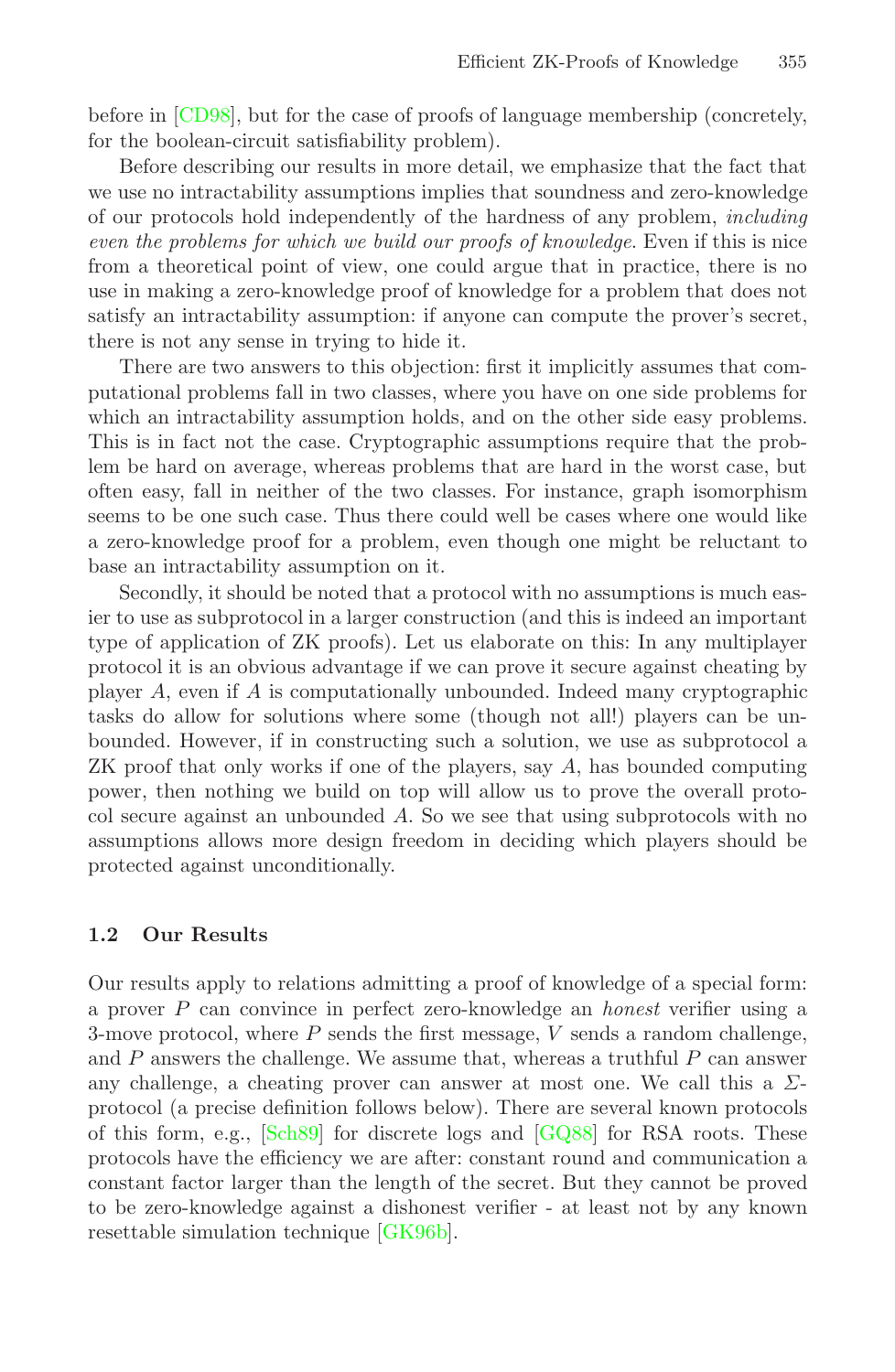before in [CD98], but for the case of proofs of language membership (concretely, for the boolean-circuit satisfiability problem).

Before describing our results in more detail, we emphasize that the fact that we use no intractability assumptions implies that soundness and zero-knowledge of our protocols hold independently of the hardness of any problem, *including even the problems for which we build our proofs of knowledge*. Even if this is nice from a theoretical point of view, one could argue that in practice, there is no use in making a zero-knowledge proof of knowledge for a problem that does not satisfy an intractability assumption: if anyone can compute the prover's secret, there is not any sense in trying to hide it.

There are two answers to this objection: first it implicitly assumes that computational problems fall in two classes, where you have on one side problems for which an intractability assumption holds, and on the other side easy problems. This is in fact not the case. Cryptographic assumptions require that the problem be hard on average, whereas problems that are hard in the worst case, but often easy, fall in neither of the two classes. For instance, graph isomorphism seems to be one such case. Thus there could well be cases where one would like a zero-knowledge proof for a problem, even though one might be reluctant to base an intractability assumption on it.

Secondly, it should be noted that a protocol with no assumptions is much easier to use as subprotocol in a larger construction (and this is indeed an important type of application of ZK proofs). Let us elaborate on this: In any multiplayer protocol it is an obvious advantage if we can prove it secure against cheating by player $A$, even if $A$ is computationally unbounded. Indeed many cryptographic tasks do allow for solutions where some (though not all!) players can be unbounded. However, if in constructing such a solution, we use as subprotocol a ZK proof that only works if one of the players, say $A$, has bounded computing power, then nothing we build on top will allow us to prove the overall protocol secure against an unbounded $A$. So we see that using subprotocols with no assumptions allows more design freedom in deciding which players should be protected against unconditionally.

### 1.2 Our Results

Our results apply to relations admitting a proof of knowledge of a special form: a prover $P$ can convince in perfect zero-knowledge an *honest* verifier using a 3-move protocol, where $P$ sends the first message, $V$ sends a random challenge, and $P$ answers the challenge. We assume that, whereas a truthful $P$ can answer any challenge, a cheating prover can answer at most one. We call this a $\Sigma$-protocol (a precise definition follows below). There are several known protocols of this form, e.g., [Sch89] for discrete logs and [GQ88] for RSA roots. These protocols have the efficiency we are after: constant round and communication a constant factor larger than the length of the secret. But they cannot be proved to be zero-knowledge against a dishonest verifier - at least not by any known resettable simulation technique [GK96b].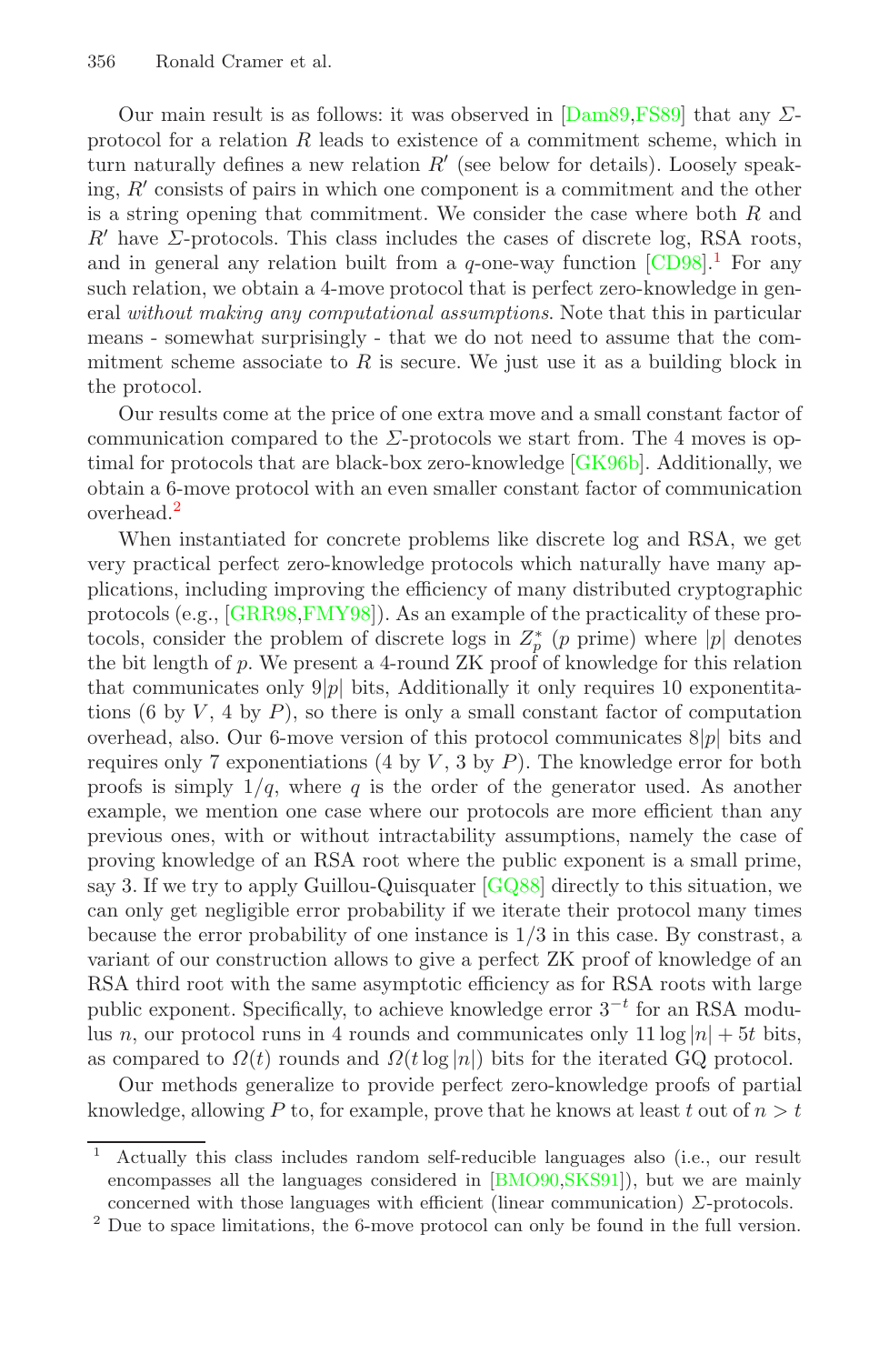Our main result is as follows: it was observed in [Dam89,FS89] that any $\Sigma$-protocol for a relation $R$ leads to existence of a commitment scheme, which in turn naturally defines a new relation $R'$ (see below for details). Loosely speaking, $R'$ consists of pairs in which one component is a commitment and the other is a string opening that commitment. We consider the case where both $R$ and $R'$ have $\Sigma$-protocols. This class includes the cases of discrete log, RSA roots, and in general any relation built from a $q$-one-way function [CD98].[1] For any such relation, we obtain a 4-move protocol that is perfect zero-knowledge in general *without making any computational assumptions*. Note that this in particular means - somewhat surprisingly - that we do not need to assume that the commitment scheme associate to $R$ is secure. We just use it as a building block in the protocol.

Our results come at the price of one extra move and a small constant factor of communication compared to the $\Sigma$-protocols we start from. The 4 moves is optimal for protocols that are black-box zero-knowledge [GK96b]. Additionally, we obtain a 6-move protocol with an even smaller constant factor of communication overhead.[2]

When instantiated for concrete problems like discrete log and RSA, we get very practical perfect zero-knowledge protocols which naturally have many applications, including improving the efficiency of many distributed cryptographic protocols (e.g., [GRR98,FMY98]). As an example of the practicality of these protocols, consider the problem of discrete logs in $Z_p^*$ ($p$ prime) where $|p|$ denotes the bit length of $p$. We present a 4-round ZK proof of knowledge for this relation that communicates only $9|p|$ bits, Additionally it only requires 10 exponentitations (6 by $V$, 4 by $P$), so there is only a small constant factor of computation overhead, also. Our 6-move version of this protocol communicates $8|p|$ bits and requires only 7 exponentiations (4 by $V$, 3 by $P$). The knowledge error for both proofs is simply $1/q$, where $q$ is the order of the generator used. As another example, we mention one case where our protocols are more efficient than any previous ones, with or without intractability assumptions, namely the case of proving knowledge of an RSA root where the public exponent is a small prime, say 3. If we try to apply Guillou-Quisquater [GQ88] directly to this situation, we can only get negligible error probability if we iterate their protocol many times because the error probability of one instance is $1/3$ in this case. By constrast, a variant of our construction allows to give a perfect ZK proof of knowledge of an RSA third root with the same asymptotic efficiency as for RSA roots with large public exponent. Specifically, to achieve knowledge error $3^{-t}$ for an RSA modulus $n$, our protocol runs in 4 rounds and communicates only $11 \log |n| + 5t$ bits, as compared to $\Omega(t)$ rounds and $\Omega(t \log |n|)$ bits for the iterated GQ protocol.

Our methods generalize to provide perfect zero-knowledge proofs of partial knowledge, allowing $P$ to, for example, prove that he knows at least $t$ out of $n > t$

---

[1] Actually this class includes random self-reducible languages also (i.e., our result encompasses all the languages considered in [BMO90,SKS91]), but we are mainly concerned with those languages with efficient (linear communication) $\Sigma$-protocols.

[2] Due to space limitations, the 6-move protocol can only be found in the full version.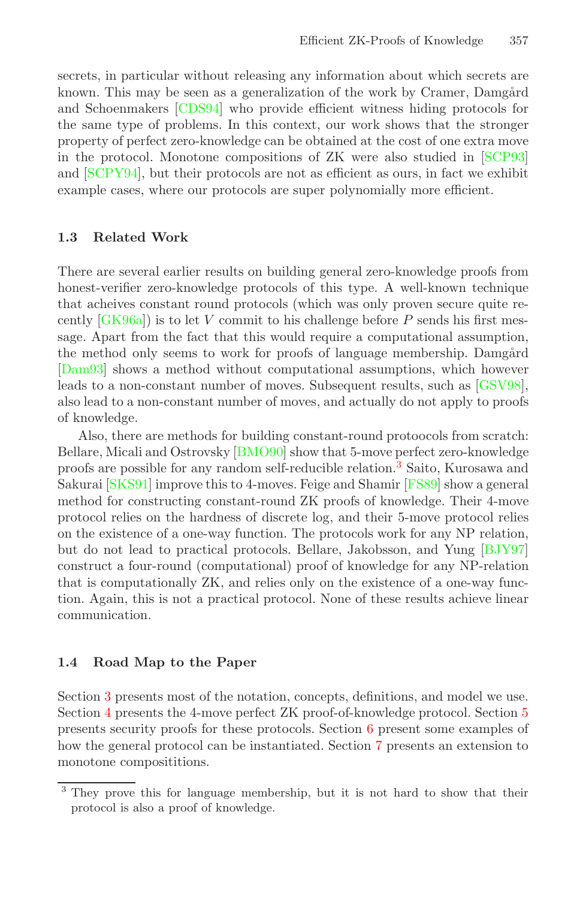secrets, in particular without releasing any information about which secrets are known. This may be seen as a generalization of the work by Cramer, Damgård and Schoenmakers [CDS94] who provide efficient witness hiding protocols for the same type of problems. In this context, our work shows that the stronger property of perfect zero-knowledge can be obtained at the cost of one extra move in the protocol. Monotone compositions of ZK were also studied in [SCP93] and [SCPY94], but their protocols are not as efficient as ours, in fact we exhibit example cases, where our protocols are super polynomially more efficient.

### 1.3 Related Work

There are several earlier results on building general zero-knowledge proofs from honest-verifier zero-knowledge protocols of this type. A well-known technique that acheives constant round protocols (which was only proven secure quite recently [GK96a]) is to let $V$ commit to his challenge before $P$ sends his first message. Apart from the fact that this would require a computational assumption, the method only seems to work for proofs of language membership. Damgård [Dam93] shows a method without computational assumptions, which however leads to a non-constant number of moves. Subsequent results, such as [GSV98], also lead to a non-constant number of moves, and actually do not apply to proofs of knowledge.

Also, there are methods for building constant-round protoocols from scratch: Bellare, Micali and Ostrovsky [BMO90] show that 5-move perfect zero-knowledge proofs are possible for any random self-reducible relation.[3] Saito, Kurosawa and Sakurai [SKS91] improve this to 4-moves. Feige and Shamir [FS89] show a general method for constructing constant-round ZK proofs of knowledge. Their 4-move protocol relies on the hardness of discrete log, and their 5-move protocol relies on the existence of a one-way function. The protocols work for any NP relation, but do not lead to practical protocols. Bellare, Jakobsson, and Yung [BJY97] construct a four-round (computational) proof of knowledge for any NP-relation that is computationally ZK, and relies only on the existence of a one-way function. Again, this is not a practical protocol. None of these results achieve linear communication.

### 1.4 Road Map to the Paper

Section 3 presents most of the notation, concepts, definitions, and model we use. Section 4 presents the 4-move perfect ZK proof-of-knowledge protocol. Section 5 presents security proofs for these protocols. Section 6 present some examples of how the general protocol can be instantiated. Section 7 presents an extension to monotone compositi­tions.

[3] They prove this for language membership, but it is not hard to show that their protocol is also a proof of knowledge.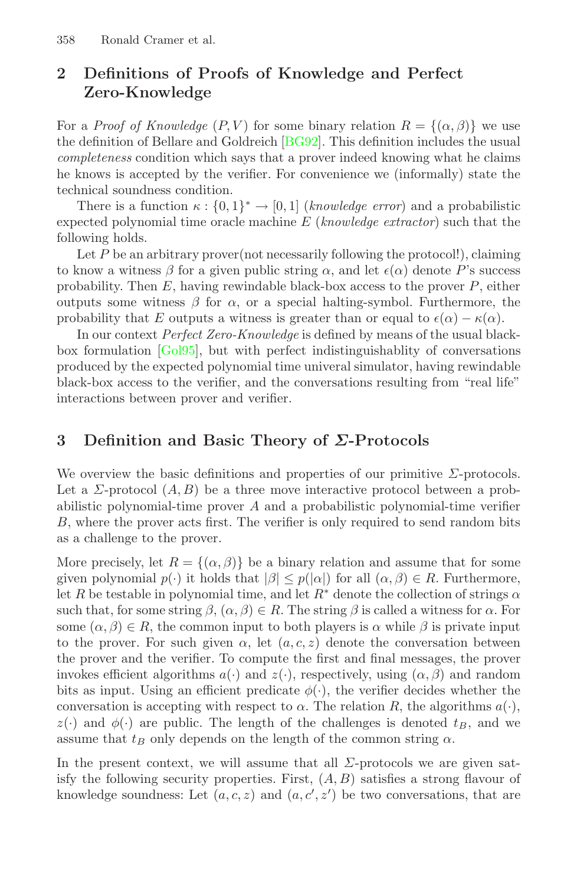## 2 Definitions of Proofs of Knowledge and Perfect Zero-Knowledge

For a *Proof of Knowledge* $(P, V)$ for some binary relation $R = \{(\alpha, \beta)\}$ we use the definition of Bellare and Goldreich [BG92]. This definition includes the usual *completeness* condition which says that a prover indeed knowing what he claims he knows is accepted by the verifier. For convenience we (informally) state the technical soundness condition.

There is a function $\kappa : \{0,1\}^* \rightarrow [0,1]$ (*knowledge error*) and a probabilistic expected polynomial time oracle machine $E$ (*knowledge extractor*) such that the following holds.

Let $P$ be an arbitrary prover(not necessarily following the protocol!), claiming to know a witness $\beta$ for a given public string $\alpha$, and let $\epsilon(\alpha)$ denote $P$'s success probability. Then $E$, having rewindable black-box access to the prover $P$, either outputs some witness $\beta$ for $\alpha$, or a special halting-symbol. Furthermore, the probability that $E$ outputs a witness is greater than or equal to $\epsilon(\alpha) - \kappa(\alpha)$.

In our context *Perfect Zero-Knowledge* is defined by means of the usual black-box formulation [Gol95], but with perfect indistinguishablity of conversations produced by the expected polynomial time univeral simulator, having rewindable black-box access to the verifier, and the conversations resulting from "real life" interactions between prover and verifier.

## 3 Definition and Basic Theory of $\Sigma$-Protocols

We overview the basic definitions and properties of our primitive $\Sigma$-protocols. Let a $\Sigma$-protocol $(A, B)$ be a three move interactive protocol between a probabilistic polynomial-time prover $A$ and a probabilistic polynomial-time verifier $B$, where the prover acts first. The verifier is only required to send random bits as a challenge to the prover.

More precisely, let $R = \{(\alpha, \beta)\}$ be a binary relation and assume that for some given polynomial $p(\cdot)$ it holds that $|\beta| \leq p(|\alpha|)$ for all $(\alpha, \beta) \in R$. Furthermore, let $R$ be testable in polynomial time, and let $R^*$ denote the collection of strings $\alpha$ such that, for some string $\beta$, $(\alpha, \beta) \in R$. The string $\beta$ is called a witness for $\alpha$. For some $(\alpha, \beta) \in R$, the common input to both players is $\alpha$ while $\beta$ is private input to the prover. For such given $\alpha$, let $(a, c, z)$ denote the conversation between the prover and the verifier. To compute the first and final messages, the prover invokes efficient algorithms $a(\cdot)$ and $z(\cdot)$, respectively, using $(\alpha, \beta)$ and random bits as input. Using an efficient predicate $\phi(\cdot)$, the verifier decides whether the conversation is accepting with respect to $\alpha$. The relation $R$, the algorithms $a(\cdot)$, $z(\cdot)$ and $\phi(\cdot)$ are public. The length of the challenges is denoted $t_B$, and we assume that $t_B$ only depends on the length of the common string $\alpha$.

In the present context, we will assume that all $\Sigma$-protocols we are given satisfy the following security properties. First, $(A, B)$ satisfies a strong flavour of knowledge soundness: Let $(a, c, z)$ and $(a, c', z')$ be two conversations, that are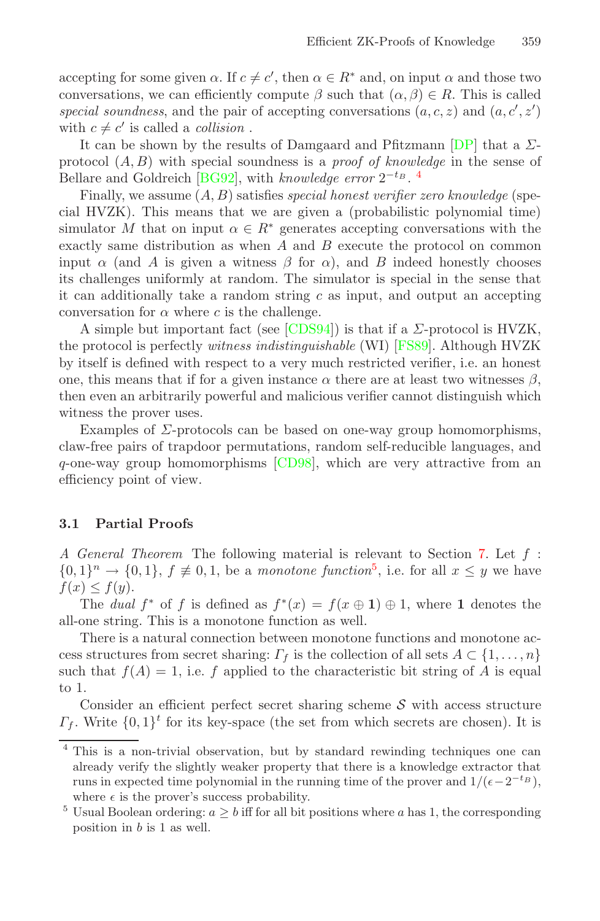accepting for some given $\alpha$. If $c \neq c'$, then $\alpha \in R^*$ and, on input $\alpha$ and those two conversations, we can efficiently compute $\beta$ such that $(\alpha, \beta) \in R$. This is called *special soundness*, and the pair of accepting conversations $(a, c, z)$ and $(a, c', z')$ with $c \neq c'$ is called a *collision* .

It can be shown by the results of Damgaard and Pfitzmann [DP] that a $\Sigma$-protocol $(A, B)$ with special soundness is a *proof of knowledge* in the sense of Bellare and Goldreich [BG92], with *knowledge error* $2^{-t_B}$. [4]

Finally, we assume $(A, B)$ satisfies *special honest verifier zero knowledge* (special HVZK). This means that we are given a (probabilistic polynomial time) simulator $M$ that on input $\alpha \in R^*$ generates accepting conversations with the exactly same distribution as when $A$ and $B$ execute the protocol on common input $\alpha$ (and $A$ is given a witness $\beta$ for $\alpha$), and $B$ indeed honestly chooses its challenges uniformly at random. The simulator is special in the sense that it can additionally take a random string $c$ as input, and output an accepting conversation for $\alpha$ where $c$ is the challenge.

A simple but important fact (see [CDS94]) is that if a $\Sigma$-protocol is HVZK, the protocol is perfectly *witness indistinguishable* (WI) [FS89]. Although HVZK by itself is defined with respect to a very much restricted verifier, i.e. an honest one, this means that if for a given instance $\alpha$ there are at least two witnesses $\beta$, then even an arbitrarily powerful and malicious verifier cannot distinguish which witness the prover uses.

Examples of $\Sigma$-protocols can be based on one-way group homomorphisms, claw-free pairs of trapdoor permutations, random self-reducible languages, and $q$-one-way group homomorphisms [CD98], which are very attractive from an efficiency point of view.

### 3.1 Partial Proofs

*A General Theorem* The following material is relevant to Section 7. Let $f : \{0,1\}^n \rightarrow \{0,1\}$, $f \not\equiv 0, 1$, be a *monotone function*[5], i.e. for all $x \leq y$ we have $f(x) \leq f(y)$.

The *dual* $f^*$ of $f$ is defined as $f^*(x) = f(x \oplus \mathbf{1}) \oplus 1$, where $\mathbf{1}$ denotes the all-one string. This is a monotone function as well.

There is a natural connection between monotone functions and monotone access structures from secret sharing: $\Gamma_f$ is the collection of all sets $A \subset \{1, \ldots, n\}$ such that $f(A) = 1$, i.e. $f$ applied to the characteristic bit string of $A$ is equal to 1.

Consider an efficient perfect secret sharing scheme $\mathcal{S}$ with access structure $\Gamma_f$. Write $\{0,1\}^t$ for its key-space (the set from which secrets are chosen). It is

[4] This is a non-trivial observation, but by standard rewinding techniques one can already verify the slightly weaker property that there is a knowledge extractor that runs in expected time polynomial in the running time of the prover and $1/(\epsilon - 2^{-t_B})$, where $\epsilon$ is the prover's success probability.

[5] Usual Boolean ordering: $a \geq b$ iff for all bit positions where $a$ has 1, the corresponding position in $b$ is 1 as well.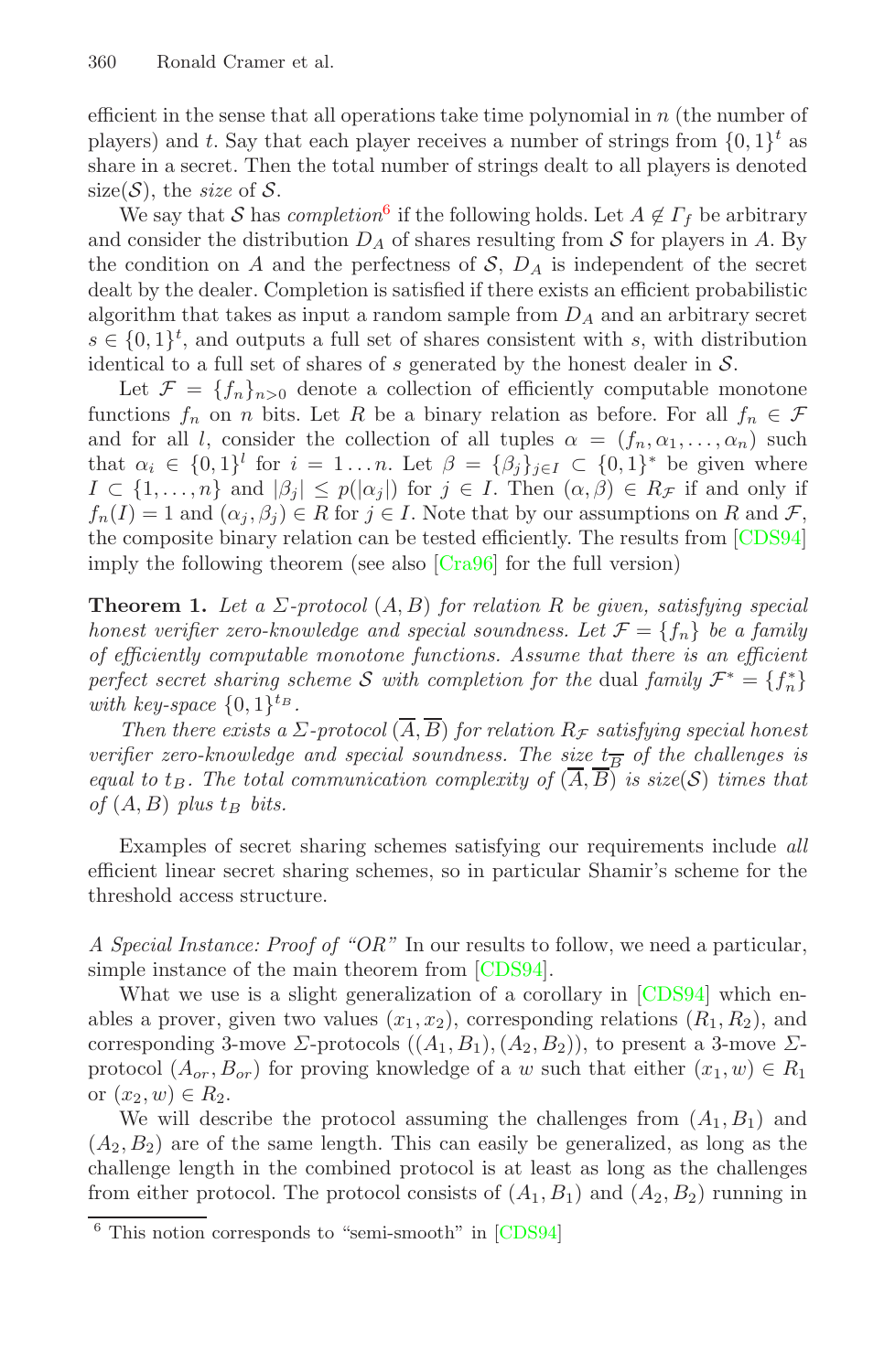efficient in the sense that all operations take time polynomial in $n$ (the number of players) and $t$. Say that each player receives a number of strings from $\{0,1\}^t$ as share in a secret. Then the total number of strings dealt to all players is denoted size($\mathcal{S}$), the *size* of $\mathcal{S}$.

We say that $\mathcal{S}$ has *completion*[6] if the following holds. Let $A \notin \Gamma_f$ be arbitrary and consider the distribution $D_A$ of shares resulting from $\mathcal{S}$ for players in $A$. By the condition on $A$ and the perfectness of $\mathcal{S}$, $D_A$ is independent of the secret dealt by the dealer. Completion is satisfied if there exists an efficient probabilistic algorithm that takes as input a random sample from $D_A$ and an arbitrary secret $s \in \{0,1\}^t$, and outputs a full set of shares consistent with $s$, with distribution identical to a full set of shares of $s$ generated by the honest dealer in $\mathcal{S}$.

Let $\mathcal{F} = \{f_n\}_{n>0}$ denote a collection of efficiently computable monotone functions $f_n$ on $n$ bits. Let $R$ be a binary relation as before. For all $f_n \in \mathcal{F}$ and for all $l$, consider the collection of all tuples $\alpha = (f_n, \alpha_1, \ldots, \alpha_n)$ such that $\alpha_i \in \{0,1\}^l$ for $i = 1 \ldots n$. Let $\beta = \{\beta_j\}_{j \in I} \subset \{0,1\}^*$ be given where $I \subset \{1, \ldots, n\}$ and $|\beta_j| \leq p(|\alpha_j|)$ for $j \in I$. Then $(\alpha, \beta) \in R_{\mathcal{F}}$ if and only if $f_n(I) = 1$ and $(\alpha_j, \beta_j) \in R$ for $j \in I$. Note that by our assumptions on $R$ and $\mathcal{F}$, the composite binary relation can be tested efficiently. The results from [CDS94] imply the following theorem (see also [Cra96] for the full version)

**Theorem 1.** *Let a $\Sigma$-protocol $(A, B)$ for relation $R$ be given, satisfying special honest verifier zero-knowledge and special soundness. Let $\mathcal{F} = \{f_n\}$ be a family of efficiently computable monotone functions. Assume that there is an efficient perfect secret sharing scheme $\mathcal{S}$ with completion for the* dual *family $\mathcal{F}^* = \{f_n^*\}$ with key-space $\{0,1\}^{t_B}$.*

*Then there exists a $\Sigma$-protocol $(\overline{A}, \overline{B})$ for relation $R_{\mathcal{F}}$ satisfying special honest verifier zero-knowledge and special soundness. The size $t_{\overline{B}}$ of the challenges is equal to $t_B$. The total communication complexity of $(\overline{A}, \overline{B})$ is size($\mathcal{S}$) times that of $(A, B)$ plus $t_B$ bits.*

Examples of secret sharing schemes satisfying our requirements include *all* efficient linear secret sharing schemes, so in particular Shamir's scheme for the threshold access structure.

*A Special Instance: Proof of "OR"* In our results to follow, we need a particular, simple instance of the main theorem from [CDS94].

What we use is a slight generalization of a corollary in [CDS94] which enables a prover, given two values $(x_1, x_2)$, corresponding relations $(R_1, R_2)$, and corresponding 3-move $\Sigma$-protocols $((A_1, B_1), (A_2, B_2))$, to present a 3-move $\Sigma$-protocol $(A_{or}, B_{or})$ for proving knowledge of a $w$ such that either $(x_1, w) \in R_1$ or $(x_2, w) \in R_2$.

We will describe the protocol assuming the challenges from $(A_1, B_1)$ and $(A_2, B_2)$ are of the same length. This can easily be generalized, as long as the challenge length in the combined protocol is at least as long as the challenges from either protocol. The protocol consists of $(A_1, B_1)$ and $(A_2, B_2)$ running in

[6] This notion corresponds to "semi-smooth" in [CDS94]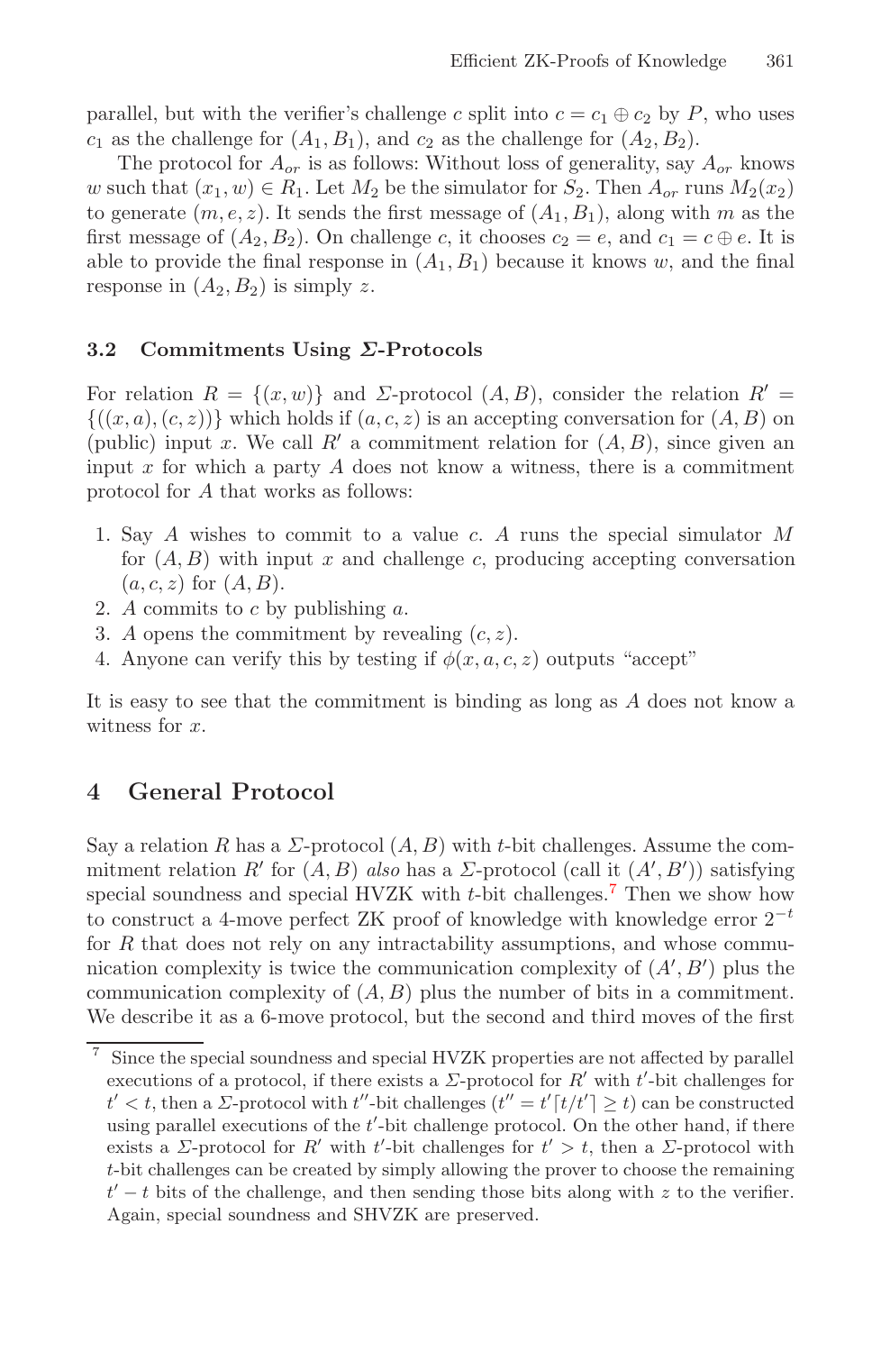parallel, but with the verifier's challenge $c$ split into $c = c_1 \oplus c_2$ by $P$, who uses $c_1$ as the challenge for $(A_1, B_1)$, and $c_2$ as the challenge for $(A_2, B_2)$.

The protocol for $A_{or}$ is as follows: Without loss of generality, say $A_{or}$ knows $w$ such that $(x_1, w) \in R_1$. Let $M_2$ be the simulator for $S_2$. Then $A_{or}$ runs $M_2(x_2)$ to generate $(m, e, z)$. It sends the first message of $(A_1, B_1)$, along with $m$ as the first message of $(A_2, B_2)$. On challenge $c$, it chooses $c_2 = e$, and $c_1 = c \oplus e$. It is able to provide the final response in $(A_1, B_1)$ because it knows $w$, and the final response in $(A_2, B_2)$ is simply $z$.

### 3.2 Commitments Using $\Sigma$-Protocols

For relation $R = \{(x, w)\}$ and $\Sigma$-protocol $(A, B)$, consider the relation $R' = \{((x, a), (c, z))\}$ which holds if $(a, c, z)$ is an accepting conversation for $(A, B)$ on (public) input $x$. We call $R'$ a commitment relation for $(A, B)$, since given an input $x$ for which a party $A$ does not know a witness, there is a commitment protocol for $A$ that works as follows:

1. Say $A$ wishes to commit to a value $c$. $A$ runs the special simulator $M$ for $(A, B)$ with input $x$ and challenge $c$, producing accepting conversation $(a, c, z)$ for $(A, B)$.
2. $A$ commits to $c$ by publishing $a$.
3. $A$ opens the commitment by revealing $(c, z)$.
4. Anyone can verify this by testing if $\phi(x, a, c, z)$ outputs "accept"

It is easy to see that the commitment is binding as long as $A$ does not know a witness for $x$.

## 4 General Protocol

Say a relation $R$ has a $\Sigma$-protocol $(A, B)$ with $t$-bit challenges. Assume the commitment relation $R'$ for $(A, B)$ *also* has a $\Sigma$-protocol (call it $(A', B')$) satisfying special soundness and special HVZK with $t$-bit challenges.[7] Then we show how to construct a 4-move perfect ZK proof of knowledge with knowledge error $2^{-t}$ for $R$ that does not rely on any intractability assumptions, and whose communication complexity is twice the communication complexity of $(A', B')$ plus the communication complexity of $(A, B)$ plus the number of bits in a commitment. We describe it as a 6-move protocol, but the second and third moves of the first

[7] Since the special soundness and special HVZK properties are not affected by parallel executions of a protocol, if there exists a $\Sigma$-protocol for $R'$ with $t'$-bit challenges for $t' < t$, then a $\Sigma$-protocol with $t''$-bit challenges ($t'' = t'\lceil t/t' \rceil \geq t$) can be constructed using parallel executions of the $t'$-bit challenge protocol. On the other hand, if there exists a $\Sigma$-protocol for $R'$ with $t'$-bit challenges for $t' > t$, then a $\Sigma$-protocol with $t$-bit challenges can be created by simply allowing the prover to choose the remaining $t' - t$ bits of the challenge, and then sending those bits along with $z$ to the verifier. Again, special soundness and SHVZK are preserved.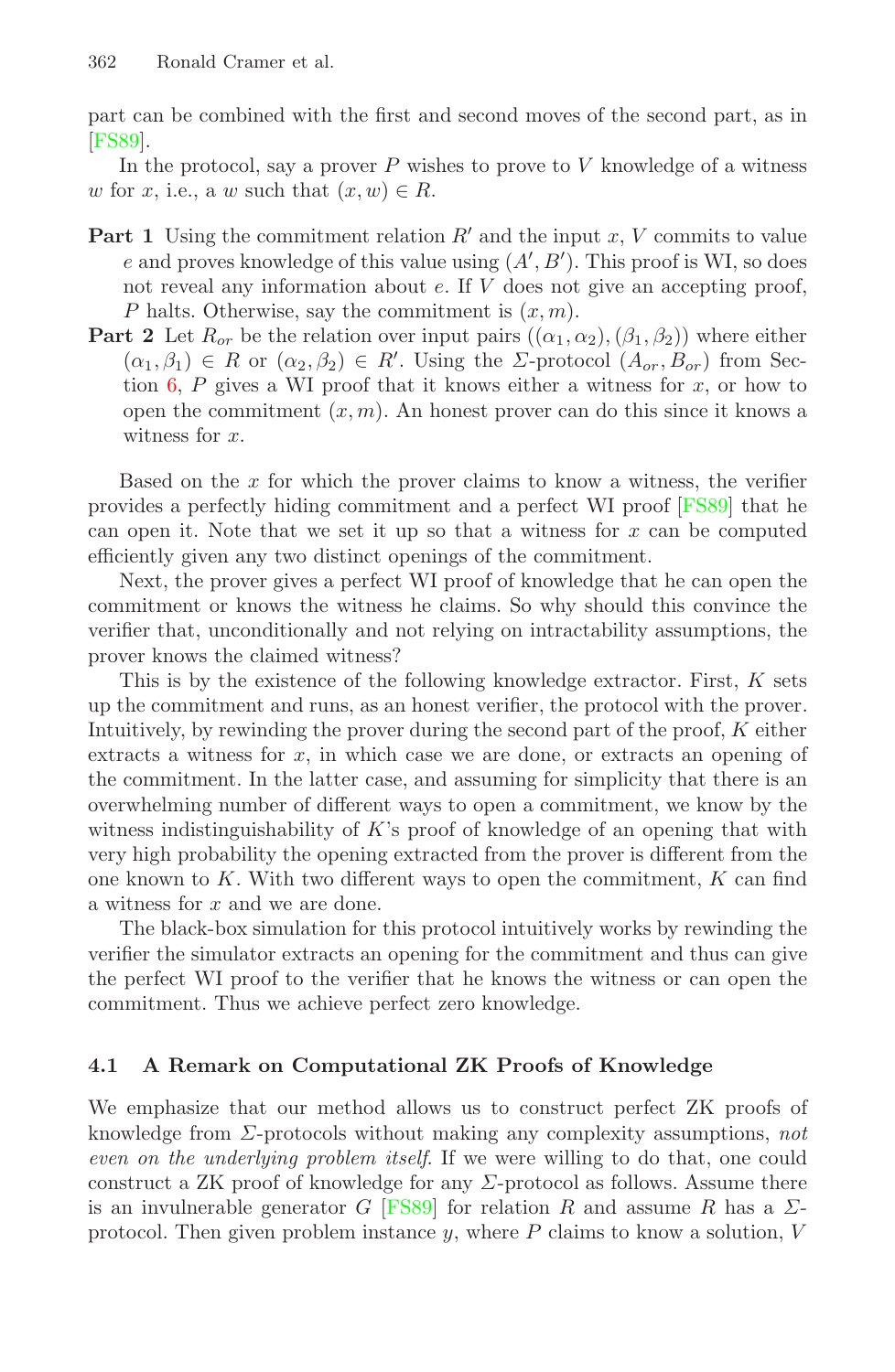part can be combined with the first and second moves of the second part, as in [FS89].

In the protocol, say a prover $P$ wishes to prove to $V$ knowledge of a witness $w$ for $x$, i.e., a $w$ such that $(x, w) \in R$.

**Part 1** Using the commitment relation $R'$ and the input $x$, $V$ commits to value $e$ and proves knowledge of this value using $(A', B')$. This proof is WI, so does not reveal any information about $e$. If $V$ does not give an accepting proof, $P$ halts. Otherwise, say the commitment is $(x, m)$.

**Part 2** Let $R_{or}$ be the relation over input pairs $((\alpha_1, \alpha_2), (\beta_1, \beta_2))$ where either $(\alpha_1, \beta_1) \in R$ or $(\alpha_2, \beta_2) \in R'$. Using the $\Sigma$-protocol $(A_{or}, B_{or})$ from Section 6, $P$ gives a WI proof that it knows either a witness for $x$, or how to open the commitment $(x, m)$. An honest prover can do this since it knows a witness for $x$.

Based on the $x$ for which the prover claims to know a witness, the verifier provides a perfectly hiding commitment and a perfect WI proof [FS89] that he can open it. Note that we set it up so that a witness for $x$ can be computed efficiently given any two distinct openings of the commitment.

Next, the prover gives a perfect WI proof of knowledge that he can open the commitment or knows the witness he claims. So why should this convince the verifier that, unconditionally and not relying on intractability assumptions, the prover knows the claimed witness?

This is by the existence of the following knowledge extractor. First, $K$ sets up the commitment and runs, as an honest verifier, the protocol with the prover. Intuitively, by rewinding the prover during the second part of the proof, $K$ either extracts a witness for $x$, in which case we are done, or extracts an opening of the commitment. In the latter case, and assuming for simplicity that there is an overwhelming number of different ways to open a commitment, we know by the witness indistinguishability of $K$'s proof of knowledge of an opening that with very high probability the opening extracted from the prover is different from the one known to $K$. With two different ways to open the commitment, $K$ can find a witness for $x$ and we are done.

The black-box simulation for this protocol intuitively works by rewinding the verifier the simulator extracts an opening for the commitment and thus can give the perfect WI proof to the verifier that he knows the witness or can open the commitment. Thus we achieve perfect zero knowledge.

### 4.1 A Remark on Computational ZK Proofs of Knowledge

We emphasize that our method allows us to construct perfect ZK proofs of knowledge from $\Sigma$-protocols without making any complexity assumptions, *not even on the underlying problem itself*. If we were willing to do that, one could construct a ZK proof of knowledge for any $\Sigma$-protocol as follows. Assume there is an invulnerable generator $G$ [FS89] for relation $R$ and assume $R$ has a $\Sigma$-protocol. Then given problem instance $y$, where $P$ claims to know a solution, $V$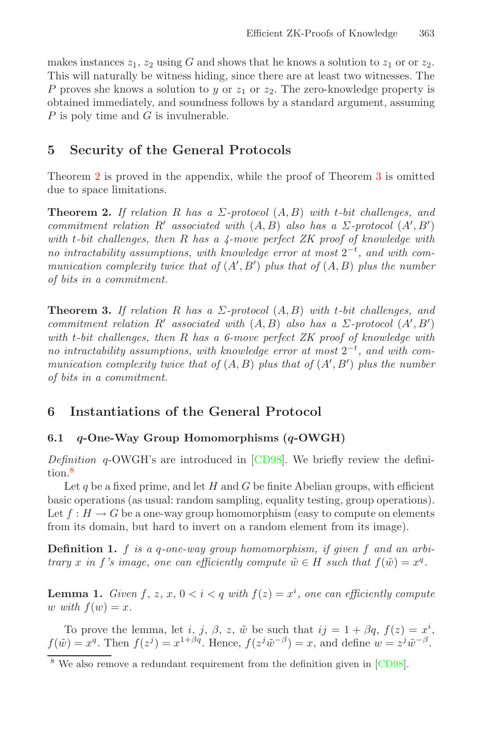makes instances $z_1$, $z_2$ using $G$ and shows that he knows a solution to $z_1$ or or $z_2$. This will naturally be witness hiding, since there are at least two witnesses. The $P$ proves she knows a solution to $y$ or $z_1$ or $z_2$. The zero-knowledge property is obtained immediately, and soundness follows by a standard argument, assuming $P$ is poly time and $G$ is invulnerable.

## 5 Security of the General Protocols

Theorem 2 is proved in the appendix, while the proof of Theorem 3 is omitted due to space limitations.

**Theorem 2.** *If relation $R$ has a $\Sigma$-protocol $(A, B)$ with $t$-bit challenges, and commitment relation $R'$ associated with $(A, B)$ also has a $\Sigma$-protocol $(A', B')$ with $t$-bit challenges, then $R$ has a 4-move perfect ZK proof of knowledge with no intractability assumptions, with knowledge error at most $2^{-t}$, and with communication complexity twice that of $(A', B')$ plus that of $(A, B)$ plus the number of bits in a commitment.*

**Theorem 3.** *If relation $R$ has a $\Sigma$-protocol $(A, B)$ with $t$-bit challenges, and commitment relation $R'$ associated with $(A, B)$ also has a $\Sigma$-protocol $(A', B')$ with $t$-bit challenges, then $R$ has a 6-move perfect ZK proof of knowledge with no intractability assumptions, with knowledge error at most $2^{-t}$, and with communication complexity twice that of $(A, B)$ plus that of $(A', B')$ plus the number of bits in a commitment.*

## 6 Instantiations of the General Protocol

### 6.1 $q$-One-Way Group Homomorphisms ($q$-OWGH)

*Definition* $q$-OWGH's are introduced in [CD98]. We briefly review the definition.[8]

Let $q$ be a fixed prime, and let $H$ and $G$ be finite Abelian groups, with efficient basic operations (as usual: random sampling, equality testing, group operations). Let $f : H \to G$ be a one-way group homomorphism (easy to compute on elements from its domain, but hard to invert on a random element from its image).

**Definition 1.** *$f$ is a $q$-one-way group homomorphism, if given $f$ and an arbitrary $x$ in $f$'s image, one can efficiently compute $\tilde{w} \in H$ such that $f(\tilde{w}) = x^q$.*

**Lemma 1.** *Given $f$, $z$, $x$, $0 < i < q$ with $f(z) = x^i$, one can efficiently compute $w$ with $f(w) = x$.*

To prove the lemma, let $i$, $j$, $\beta$, $z$, $\tilde{w}$ be such that $ij = 1 + \beta q$, $f(z) = x^i$, $f(\tilde{w}) = x^q$. Then $f(z^j) = x^{1+\beta q}$. Hence, $f(z^j \tilde{w}^{-\beta}) = x$, and define $w = z^j \tilde{w}^{-\beta}$.

[8] We also remove a redundant requirement from the definition given in [CD98].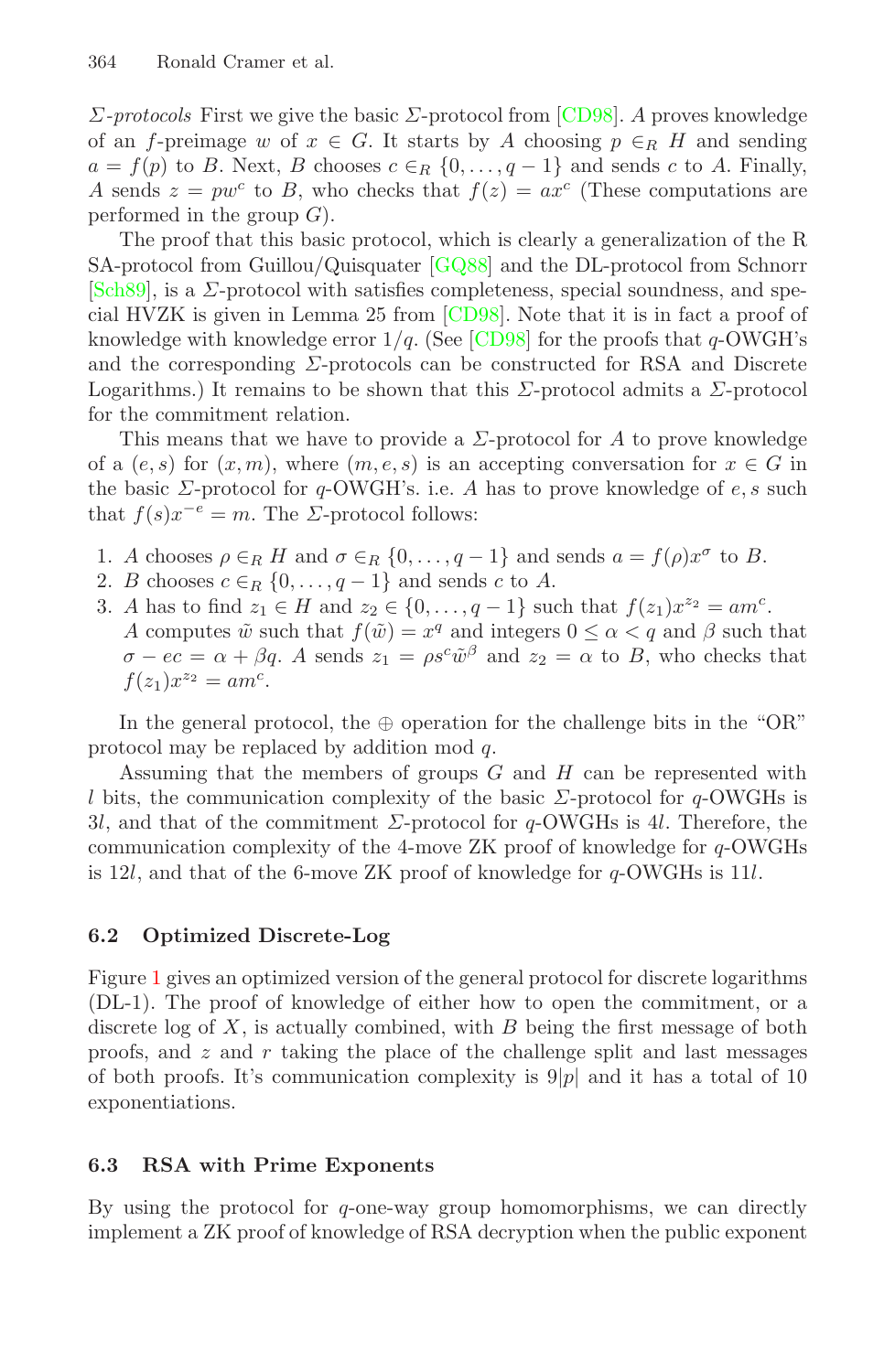*Σ-protocols* First we give the basic $\Sigma$-protocol from [CD98]. $A$ proves knowledge of an $f$-preimage $w$ of $x \in G$. It starts by $A$ choosing $p \in_R H$ and sending $a = f(p)$ to $B$. Next, $B$ chooses $c \in_R \{0, \ldots, q-1\}$ and sends $c$ to $A$. Finally, $A$ sends $z = pw^c$ to $B$, who checks that $f(z) = ax^c$ (These computations are performed in the group $G$).

The proof that this basic protocol, which is clearly a generalization of the R SA-protocol from Guillou/Quisquater [GQ88] and the DL-protocol from Schnorr [Sch89], is a $\Sigma$-protocol with satisfies completeness, special soundness, and special HVZK is given in Lemma 25 from [CD98]. Note that it is in fact a proof of knowledge with knowledge error $1/q$. (See [CD98] for the proofs that $q$-OWGH's and the corresponding $\Sigma$-protocols can be constructed for RSA and Discrete Logarithms.) It remains to be shown that this $\Sigma$-protocol admits a $\Sigma$-protocol for the commitment relation.

This means that we have to provide a $\Sigma$-protocol for $A$ to prove knowledge of a $(e, s)$ for $(x, m)$, where $(m, e, s)$ is an accepting conversation for $x \in G$ in the basic $\Sigma$-protocol for $q$-OWGH's. i.e. $A$ has to prove knowledge of $e, s$ such that $f(s)x^{-e} = m$. The $\Sigma$-protocol follows:

1. $A$ chooses $\rho \in_R H$ and $\sigma \in_R \{0, \ldots, q-1\}$ and sends $a = f(\rho)x^{\sigma}$ to $B$.
2. $B$ chooses $c \in_R \{0, \ldots, q-1\}$ and sends $c$ to $A$.
3. $A$ has to find $z_1 \in H$ and $z_2 \in \{0, \ldots, q-1\}$ such that $f(z_1)x^{z_2} = am^c$. $A$ computes $\tilde{w}$ such that $f(\tilde{w}) = x^q$ and integers $0 \leq \alpha < q$ and $\beta$ such that $\sigma - ec = \alpha + \beta q$. $A$ sends $z_1 = \rho s^c \tilde{w}^{\beta}$ and $z_2 = \alpha$ to $B$, who checks that $f(z_1)x^{z_2} = am^c$.

In the general protocol, the $\oplus$ operation for the challenge bits in the "OR" protocol may be replaced by addition mod $q$.

Assuming that the members of groups $G$ and $H$ can be represented with $l$ bits, the communication complexity of the basic $\Sigma$-protocol for $q$-OWGHs is $3l$, and that of the commitment $\Sigma$-protocol for $q$-OWGHs is $4l$. Therefore, the communication complexity of the 4-move ZK proof of knowledge for $q$-OWGHs is $12l$, and that of the 6-move ZK proof of knowledge for $q$-OWGHs is $11l$.

### 6.2 Optimized Discrete-Log

Figure 1 gives an optimized version of the general protocol for discrete logarithms (DL-1). The proof of knowledge of either how to open the commitment, or a discrete log of $X$, is actually combined, with $B$ being the first message of both proofs, and $z$ and $r$ taking the place of the challenge split and last messages of both proofs. It's communication complexity is $9|p|$ and it has a total of 10 exponentiations.

### 6.3 RSA with Prime Exponents

By using the protocol for $q$-one-way group homomorphisms, we can directly implement a ZK proof of knowledge of RSA decryption when the public exponent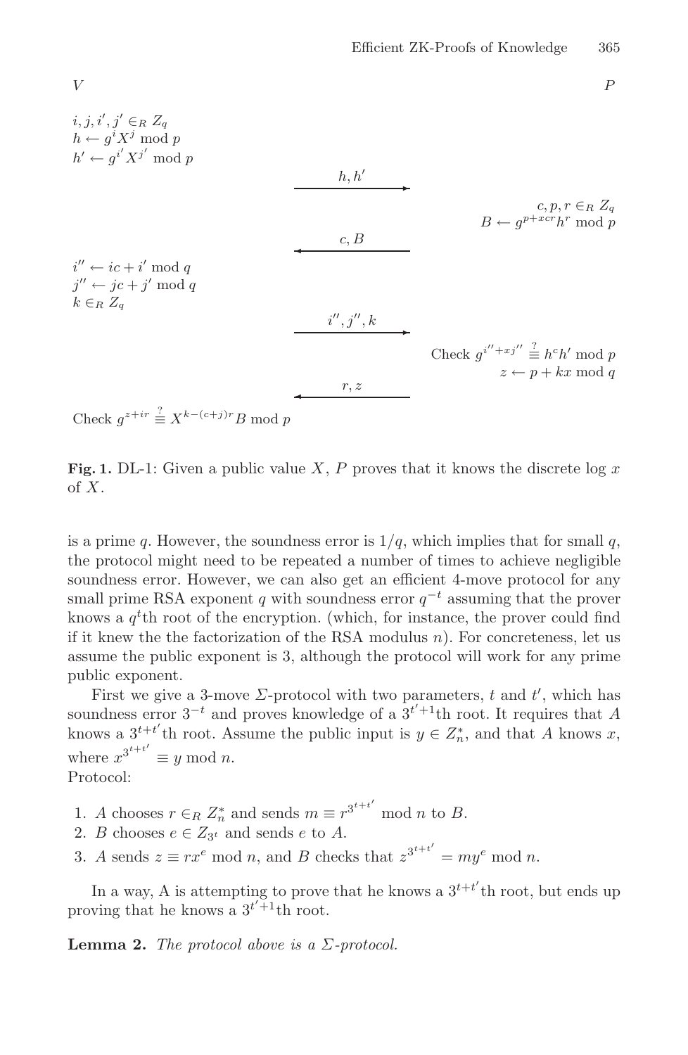| V |  | P |
|---|---|---|
| $i, j, i', j' \in_R Z_q$<br>$h \leftarrow g^i X^j \bmod p$<br>$h' \leftarrow g^{i'} X^{j'} \bmod p$ |  |  |
|  | $h, h'$ $\longrightarrow$ |  |
|  |  | $c, p, r \in_R Z_q$<br>$B \leftarrow g^{p+xcr} h^r \bmod p$ |
|  | $\longleftarrow$ $c, B$ |  |
| $i'' \leftarrow ic + i' \bmod q$<br>$j'' \leftarrow jc + j' \bmod q$<br>$k \in_R Z_q$ |  |  |
|  | $i'', j'', k$ $\longrightarrow$ |  |
|  |  | Check $g^{i''+xj''} \stackrel{?}{\equiv} h^c h' \bmod p$<br>$z \leftarrow p + kx \bmod q$ |
|  | $\longleftarrow$ $r, z$ |  |
| Check $g^{z+ir} \stackrel{?}{\equiv} X^{k-(c+j)r} B \bmod p$ |  |  |

**Fig. 1.** DL-1: Given a public value $X$, $P$ proves that it knows the discrete log $x$ of $X$.

is a prime $q$. However, the soundness error is $1/q$, which implies that for small $q$, the protocol might need to be repeated a number of times to achieve negligible soundness error. However, we can also get an efficient 4-move protocol for any small prime RSA exponent $q$ with soundness error $q^{-t}$ assuming that the prover knows a $q^t$th root of the encryption. (which, for instance, the prover could find if it knew the the factorization of the RSA modulus $n$). For concreteness, let us assume the public exponent is 3, although the protocol will work for any prime public exponent.

First we give a 3-move $\Sigma$-protocol with two parameters, $t$ and $t'$, which has soundness error $3^{-t}$ and proves knowledge of a $3^{t'+1}$th root. It requires that $A$ knows a $3^{t+t'}$th root. Assume the public input is $y \in Z_n^*$, and that $A$ knows $x$, where $x^{3^{t+t'}} \equiv y \bmod n$.
Protocol:

1. $A$ chooses $r \in_R Z_n^*$ and sends $m \equiv r^{3^{t+t'}} \bmod n$ to $B$.
2. $B$ chooses $e \in Z_{3^t}$ and sends $e$ to $A$.
3. $A$ sends $z \equiv rx^e \bmod n$, and $B$ checks that $z^{3^{t+t'}} = my^e \bmod n$.

In a way, A is attempting to prove that he knows a $3^{t+t'}$th root, but ends up proving that he knows a $3^{t'+1}$th root.

**Lemma 2.** *The protocol above is a $\Sigma$-protocol.*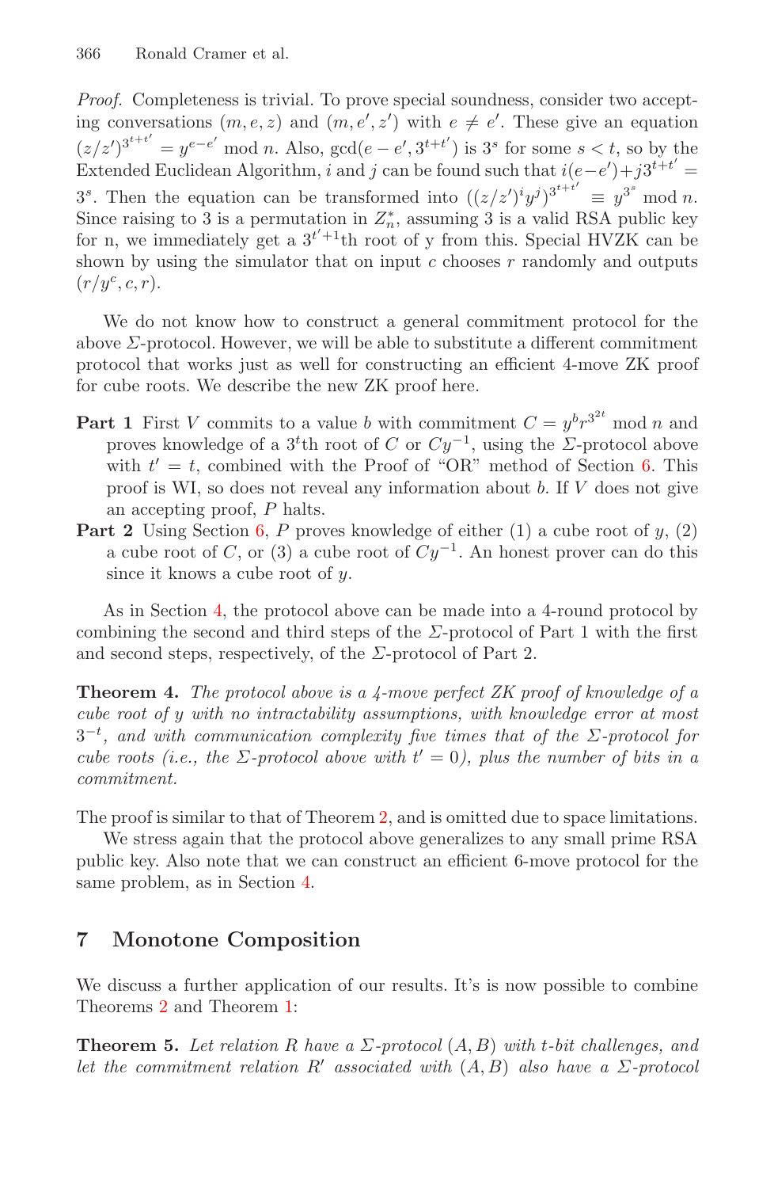*Proof.* Completeness is trivial. To prove special soundness, consider two accepting conversations $(m, e, z)$ and $(m, e', z')$ with $e \neq e'$. These give an equation $(z/z')^{3^{t+t'}} = y^{e-e'} \bmod n$. Also, $\gcd(e - e', 3^{t+t'})$ is $3^s$ for some $s < t$, so by the Extended Euclidean Algorithm, $i$ and $j$ can be found such that $i(e-e')+j3^{t+t'} = 3^s$. Then the equation can be transformed into $((z/z')^i y^j)^{3^{t+t'}} \equiv y^{3^s} \bmod n$. Since raising to 3 is a permutation in $Z_n^*$, assuming 3 is a valid RSA public key for n, we immediately get a $3^{t'+1}$th root of y from this. Special HVZK can be shown by using the simulator that on input $c$ chooses $r$ randomly and outputs $(r/y^c, c, r)$.

We do not know how to construct a general commitment protocol for the above $\Sigma$-protocol. However, we will be able to substitute a different commitment protocol that works just as well for constructing an efficient 4-move ZK proof for cube roots. We describe the new ZK proof here.

**Part 1** First $V$ commits to a value $b$ with commitment $C = y^b r^{3^{2t}} \bmod n$ and proves knowledge of a $3^t$th root of $C$ or $Cy^{-1}$, using the $\Sigma$-protocol above with $t' = t$, combined with the Proof of "OR" method of Section 6. This proof is WI, so does not reveal any information about $b$. If $V$ does not give an accepting proof, $P$ halts.

**Part 2** Using Section 6, $P$ proves knowledge of either (1) a cube root of $y$, (2) a cube root of $C$, or (3) a cube root of $Cy^{-1}$. An honest prover can do this since it knows a cube root of $y$.

As in Section 4, the protocol above can be made into a 4-round protocol by combining the second and third steps of the $\Sigma$-protocol of Part 1 with the first and second steps, respectively, of the $\Sigma$-protocol of Part 2.

**Theorem 4.** *The protocol above is a 4-move perfect ZK proof of knowledge of a cube root of y with no intractability assumptions, with knowledge error at most $3^{-t}$, and with communication complexity five times that of the $\Sigma$-protocol for cube roots (i.e., the $\Sigma$-protocol above with $t' = 0$), plus the number of bits in a commitment.*

The proof is similar to that of Theorem 2, and is omitted due to space limitations.

We stress again that the protocol above generalizes to any small prime RSA public key. Also note that we can construct an efficient 6-move protocol for the same problem, as in Section 4.

## 7 Monotone Composition

We discuss a further application of our results. It's is now possible to combine Theorems 2 and Theorem 1:

**Theorem 5.** *Let relation R have a $\Sigma$-protocol $(A, B)$ with t-bit challenges, and let the commitment relation $R'$ associated with $(A, B)$ also have a $\Sigma$-protocol*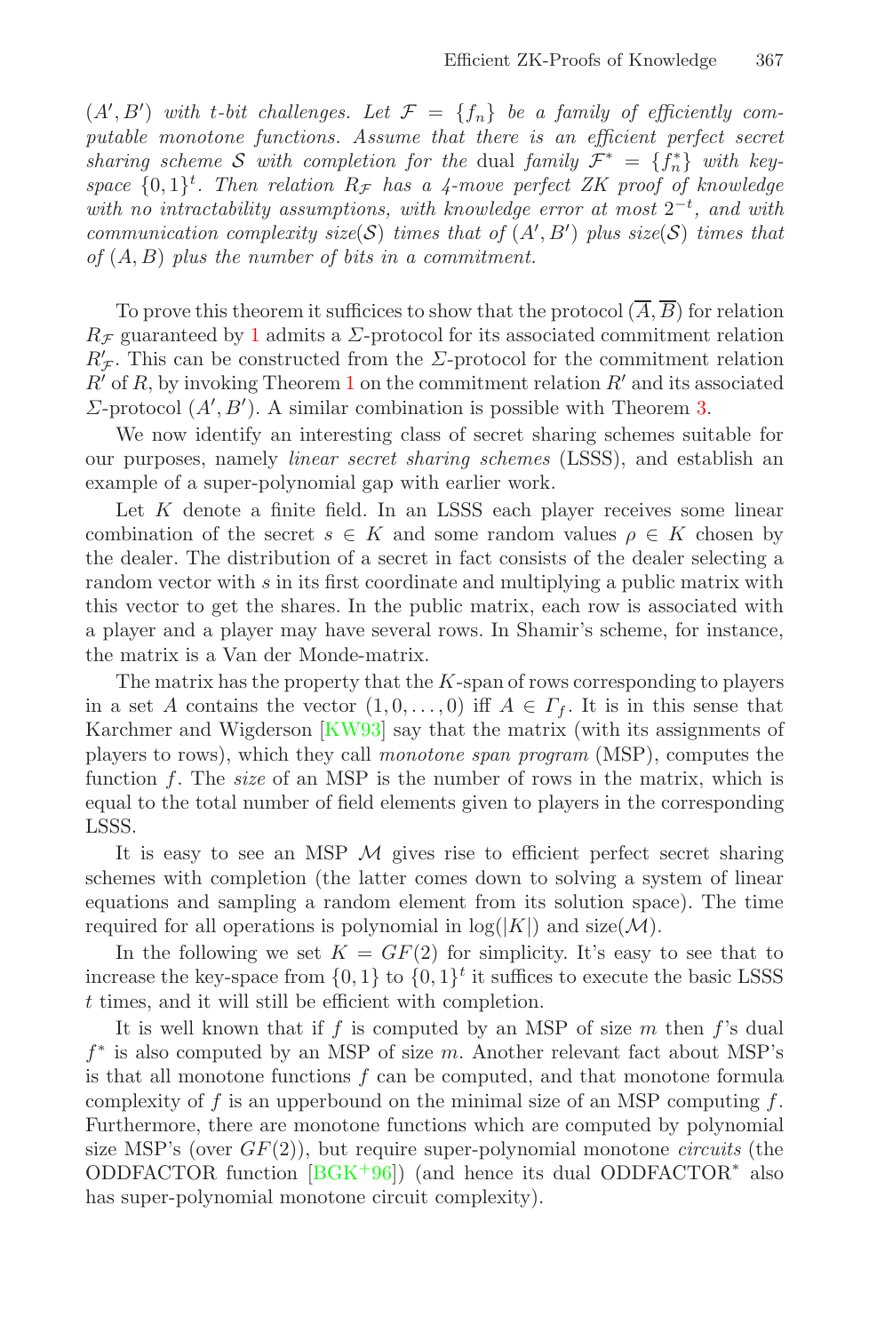$(A', B')$ *with* $t$*-bit challenges. Let* $\mathcal{F} = \{f_n\}$ *be a family of efficiently computable monotone functions. Assume that there is an efficient perfect secret sharing scheme* $\mathcal{S}$ *with completion for the* dual *family* $\mathcal{F}^* = \{f_n^*\}$ *with key-space* $\{0,1\}^t$*. Then relation* $R_{\mathcal{F}}$ *has a 4-move perfect ZK proof of knowledge with no intractability assumptions, with knowledge error at most* $2^{-t}$*, and with communication complexity size*$(\mathcal{S})$ *times that of* $(A', B')$ *plus size*$(\mathcal{S})$ *times that of* $(A, B)$ *plus the number of bits in a commitment.*

To prove this theorem it suffices to show that the protocol $(\overline{A}, \overline{B})$ for relation $R_{\mathcal{F}}$ guaranteed by 1 admits a $\Sigma$-protocol for its associated commitment relation $R'_{\mathcal{F}}$. This can be constructed from the $\Sigma$-protocol for the commitment relation $R'$ of $R$, by invoking Theorem 1 on the commitment relation $R'$ and its associated $\Sigma$-protocol $(A', B')$. A similar combination is possible with Theorem 3.

We now identify an interesting class of secret sharing schemes suitable for our purposes, namely *linear secret sharing schemes* (LSSS), and establish an example of a super-polynomial gap with earlier work.

Let $K$ denote a finite field. In an LSSS each player receives some linear combination of the secret $s \in K$ and some random values $\rho \in K$ chosen by the dealer. The distribution of a secret in fact consists of the dealer selecting a random vector with $s$ in its first coordinate and multiplying a public matrix with this vector to get the shares. In the public matrix, each row is associated with a player and a player may have several rows. In Shamir's scheme, for instance, the matrix is a Van der Monde-matrix.

The matrix has the property that the $K$-span of rows corresponding to players in a set $A$ contains the vector $(1, 0, \ldots, 0)$ iff $A \in \Gamma_f$. It is in this sense that Karchmer and Wigderson [KW93] say that the matrix (with its assignments of players to rows), which they call *monotone span program* (MSP), computes the function $f$. The *size* of an MSP is the number of rows in the matrix, which is equal to the total number of field elements given to players in the corresponding LSSS.

It is easy to see an MSP $\mathcal{M}$ gives rise to efficient perfect secret sharing schemes with completion (the latter comes down to solving a system of linear equations and sampling a random element from its solution space). The time required for all operations is polynomial in $\log(|K|)$ and size$(\mathcal{M})$.

In the following we set $K = GF(2)$ for simplicity. It's easy to see that to increase the key-space from $\{0,1\}$ to $\{0,1\}^t$ it suffices to execute the basic LSSS $t$ times, and it will still be efficient with completion.

It is well known that if $f$ is computed by an MSP of size $m$ then $f$'s dual $f^*$ is also computed by an MSP of size $m$. Another relevant fact about MSP's is that all monotone functions $f$ can be computed, and that monotone formula complexity of $f$ is an upperbound on the minimal size of an MSP computing $f$. Furthermore, there are monotone functions which are computed by polynomial size MSP's (over $GF(2)$), but require super-polynomial monotone *circuits* (the ODDFACTOR function [BGK+96]) (and hence its dual ODDFACTOR$^*$ also has super-polynomial monotone circuit complexity).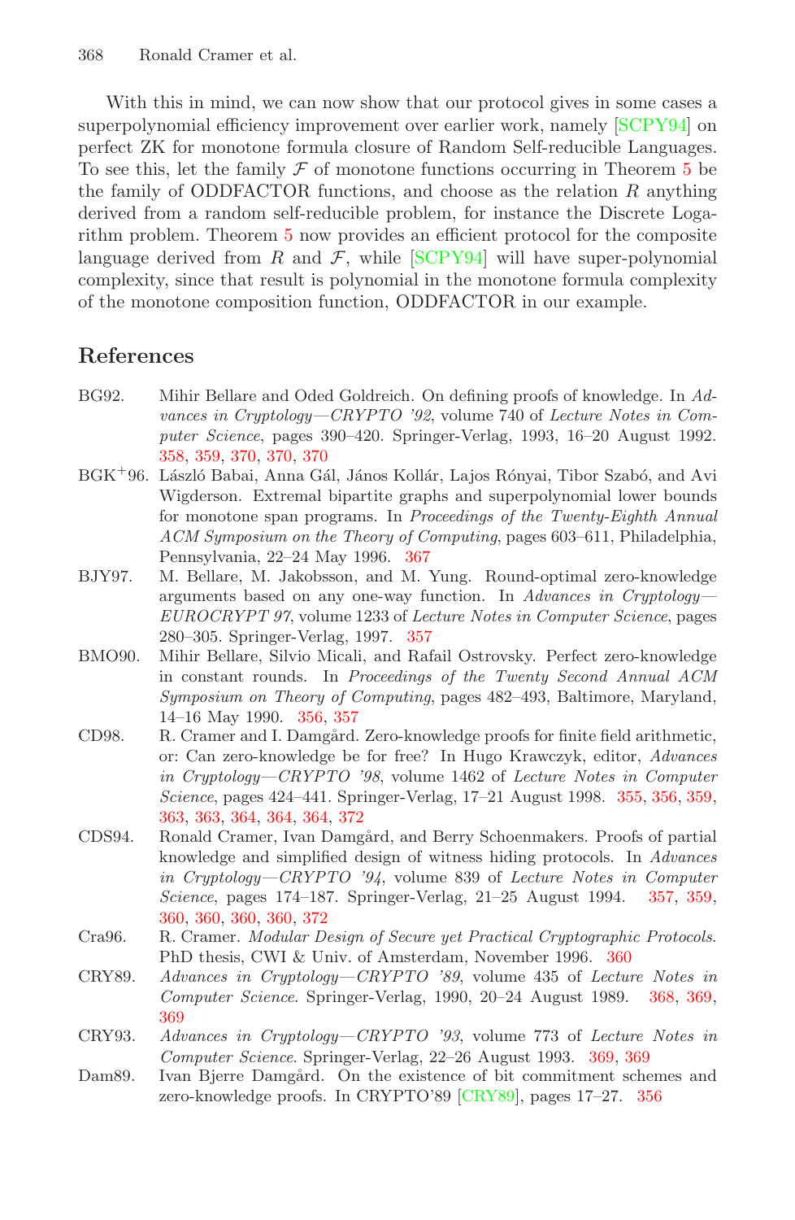With this in mind, we can now show that our protocol gives in some cases a superpolynomial efficiency improvement over earlier work, namely [SCPY94] on perfect ZK for monotone formula closure of Random Self-reducible Languages. To see this, let the family $\mathcal{F}$ of monotone functions occurring in Theorem 5 be the family of ODDFACTOR functions, and choose as the relation $R$ anything derived from a random self-reducible problem, for instance the Discrete Logarithm problem. Theorem 5 now provides an efficient protocol for the composite language derived from $R$ and $\mathcal{F}$, while [SCPY94] will have super-polynomial complexity, since that result is polynomial in the monotone formula complexity of the monotone composition function, ODDFACTOR in our example.

## References

BG92. Mihir Bellare and Oded Goldreich. On defining proofs of knowledge. In *Advances in Cryptology—CRYPTO '92*, volume 740 of *Lecture Notes in Computer Science*, pages 390–420. Springer-Verlag, 1993, 16–20 August 1992. 358, 359, 370, 370, 370

BGK+96. László Babai, Anna Gál, János Kollár, Lajos Rónyai, Tibor Szabó, and Avi Wigderson. Extremal bipartite graphs and superpolynomial lower bounds for monotone span programs. In *Proceedings of the Twenty-Eighth Annual ACM Symposium on the Theory of Computing*, pages 603–611, Philadelphia, Pennsylvania, 22–24 May 1996. 367

BJY97. M. Bellare, M. Jakobsson, and M. Yung. Round-optimal zero-knowledge arguments based on any one-way function. In *Advances in Cryptology—EUROCRYPT 97*, volume 1233 of *Lecture Notes in Computer Science*, pages 280–305. Springer-Verlag, 1997. 357

BMO90. Mihir Bellare, Silvio Micali, and Rafail Ostrovsky. Perfect zero-knowledge in constant rounds. In *Proceedings of the Twenty Second Annual ACM Symposium on Theory of Computing*, pages 482–493, Baltimore, Maryland, 14–16 May 1990. 356, 357

CD98. R. Cramer and I. Damgård. Zero-knowledge proofs for finite field arithmetic, or: Can zero-knowledge be for free? In Hugo Krawczyk, editor, *Advances in Cryptology—CRYPTO '98*, volume 1462 of *Lecture Notes in Computer Science*, pages 424–441. Springer-Verlag, 17–21 August 1998. 355, 356, 359, 363, 363, 364, 364, 364, 372

CDS94. Ronald Cramer, Ivan Damgård, and Berry Schoenmakers. Proofs of partial knowledge and simplified design of witness hiding protocols. In *Advances in Cryptology—CRYPTO '94*, volume 839 of *Lecture Notes in Computer Science*, pages 174–187. Springer-Verlag, 21–25 August 1994. 357, 359, 360, 360, 360, 360, 372

Cra96. R. Cramer. *Modular Design of Secure yet Practical Cryptographic Protocols*. PhD thesis, CWI & Univ. of Amsterdam, November 1996. 360

CRY89. *Advances in Cryptology—CRYPTO '89*, volume 435 of *Lecture Notes in Computer Science*. Springer-Verlag, 1990, 20–24 August 1989. 368, 369, 369

CRY93. *Advances in Cryptology—CRYPTO '93*, volume 773 of *Lecture Notes in Computer Science*. Springer-Verlag, 22–26 August 1993. 369, 369

Dam89. Ivan Bjerre Damgård. On the existence of bit commitment schemes and zero-knowledge proofs. In CRYPTO'89 [CRY89], pages 17–27. 356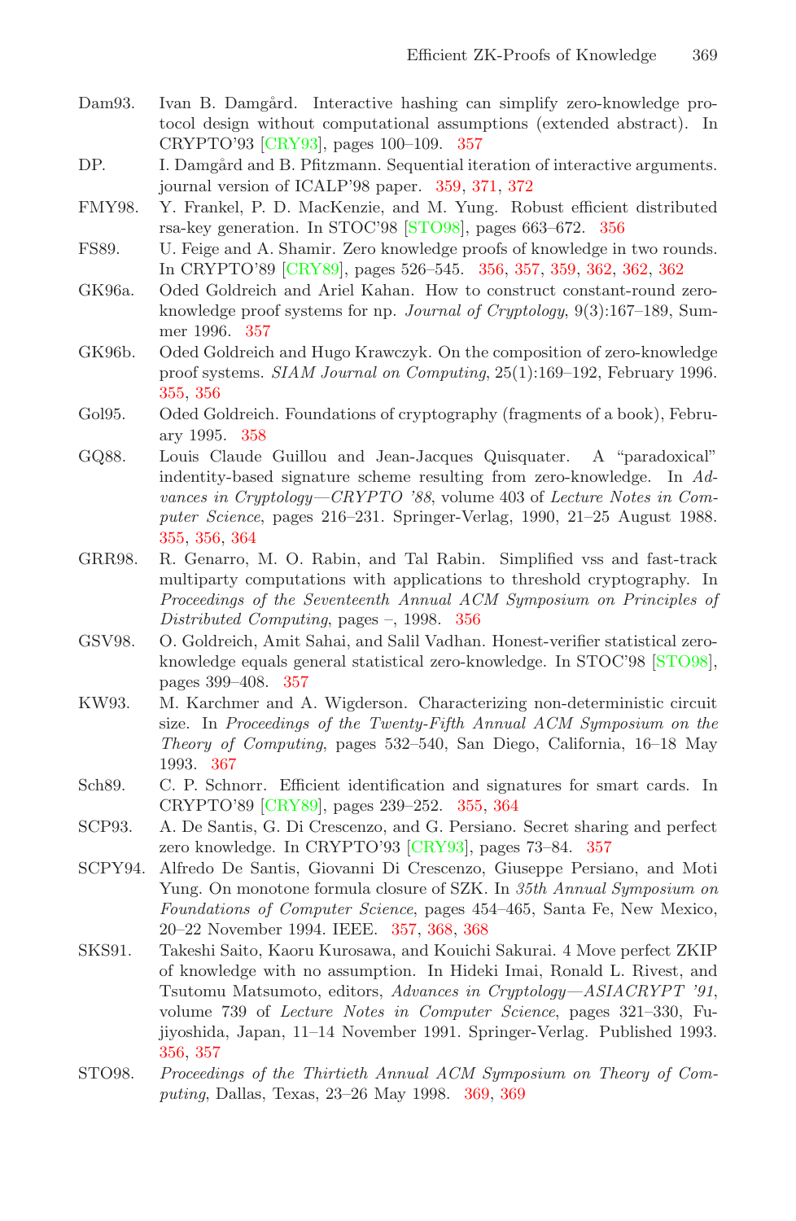Dam93. Ivan B. Damgård. Interactive hashing can simplify zero-knowledge protocol design without computational assumptions (extended abstract). In CRYPTO'93 [CRY93], pages 100–109. 357

DP. I. Damgård and B. Pfitzmann. Sequential iteration of interactive arguments. journal version of ICALP'98 paper. 359, 371, 372

FMY98. Y. Frankel, P. D. MacKenzie, and M. Yung. Robust efficient distributed rsa-key generation. In STOC'98 [STO98], pages 663–672. 356

FS89. U. Feige and A. Shamir. Zero knowledge proofs of knowledge in two rounds. In CRYPTO'89 [CRY89], pages 526–545. 356, 357, 359, 362, 362, 362

GK96a. Oded Goldreich and Ariel Kahan. How to construct constant-round zero-knowledge proof systems for np. *Journal of Cryptology*, 9(3):167–189, Summer 1996. 357

GK96b. Oded Goldreich and Hugo Krawczyk. On the composition of zero-knowledge proof systems. *SIAM Journal on Computing*, 25(1):169–192, February 1996. 355, 356

Gol95. Oded Goldreich. Foundations of cryptography (fragments of a book), February 1995. 358

GQ88. Louis Claude Guillou and Jean-Jacques Quisquater. A "paradoxical" indentity-based signature scheme resulting from zero-knowledge. In *Advances in Cryptology—CRYPTO '88*, volume 403 of *Lecture Notes in Computer Science*, pages 216–231. Springer-Verlag, 1990, 21–25 August 1988. 355, 356, 364

GRR98. R. Genarro, M. O. Rabin, and Tal Rabin. Simplified vss and fast-track multiparty computations with applications to threshold cryptography. In *Proceedings of the Seventeenth Annual ACM Symposium on Principles of Distributed Computing*, pages –, 1998. 356

GSV98. O. Goldreich, Amit Sahai, and Salil Vadhan. Honest-verifier statistical zero-knowledge equals general statistical zero-knowledge. In STOC'98 [STO98], pages 399–408. 357

KW93. M. Karchmer and A. Wigderson. Characterizing non-deterministic circuit size. In *Proceedings of the Twenty-Fifth Annual ACM Symposium on the Theory of Computing*, pages 532–540, San Diego, California, 16–18 May 1993. 367

Sch89. C. P. Schnorr. Efficient identification and signatures for smart cards. In CRYPTO'89 [CRY89], pages 239–252. 355, 364

SCP93. A. De Santis, G. Di Crescenzo, and G. Persiano. Secret sharing and perfect zero knowledge. In CRYPTO'93 [CRY93], pages 73–84. 357

SCPY94. Alfredo De Santis, Giovanni Di Crescenzo, Giuseppe Persiano, and Moti Yung. On monotone formula closure of SZK. In *35th Annual Symposium on Foundations of Computer Science*, pages 454–465, Santa Fe, New Mexico, 20–22 November 1994. IEEE. 357, 368, 368

SKS91. Takeshi Saito, Kaoru Kurosawa, and Kouichi Sakurai. 4 Move perfect ZKIP of knowledge with no assumption. In Hideki Imai, Ronald L. Rivest, and Tsutomu Matsumoto, editors, *Advances in Cryptology—ASIACRYPT '91*, volume 739 of *Lecture Notes in Computer Science*, pages 321–330, Fujiyoshida, Japan, 11–14 November 1991. Springer-Verlag. Published 1993. 356, 357

STO98. *Proceedings of the Thirtieth Annual ACM Symposium on Theory of Computing*, Dallas, Texas, 23–26 May 1998. 369, 369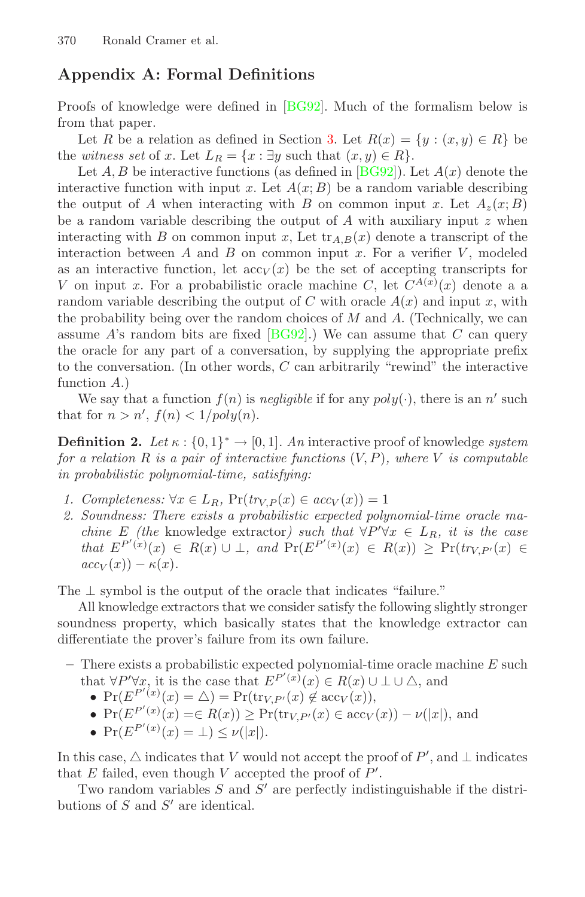## Appendix A: Formal Definitions

Proofs of knowledge were defined in [BG92]. Much of the formalism below is from that paper.

Let $R$ be a relation as defined in Section 3. Let $R(x) = \{y : (x, y) \in R\}$ be the *witness set* of $x$. Let $L_R = \{x : \exists y \text{ such that } (x, y) \in R\}$.

Let $A, B$ be interactive functions (as defined in [BG92]). Let $A(x)$ denote the interactive function with input $x$. Let $A(x; B)$ be a random variable describing the output of $A$ when interacting with $B$ on common input $x$. Let $A_z(x; B)$ be a random variable describing the output of $A$ with auxiliary input $z$ when interacting with $B$ on common input $x$, Let $\text{tr}_{A,B}(x)$ denote a transcript of the interaction between $A$ and $B$ on common input $x$. For a verifier $V$, modeled as an interactive function, let $\text{acc}_V(x)$ be the set of accepting transcripts for $V$ on input $x$. For a probabilistic oracle machine $C$, let $C^{A(x)}(x)$ denote a a random variable describing the output of $C$ with oracle $A(x)$ and input $x$, with the probability being over the random choices of $M$ and $A$. (Technically, we can assume $A$'s random bits are fixed [BG92].) We can assume that $C$ can query the oracle for any part of a conversation, by supplying the appropriate prefix to the conversation. (In other words, $C$ can arbitrarily "rewind" the interactive function $A$.)

We say that a function $f(n)$ is *negligible* if for any $poly(\cdot)$, there is an $n'$ such that for $n > n'$, $f(n) < 1/poly(n)$.

**Definition 2.** *Let* $\kappa : \{0,1\}^* \to [0,1]$. *An* interactive proof of knowledge *system for a relation* $R$ *is a pair of interactive functions* $(V, P)$*, where* $V$ *is computable in probabilistic polynomial-time, satisfying:*

1. *Completeness:* $\forall x \in L_R$, $\Pr(tr_{V,P}(x) \in acc_V(x)) = 1$
2. *Soundness: There exists a probabilistic expected polynomial-time oracle machine* $E$ *(the* knowledge extractor*) such that* $\forall P' \forall x \in L_R$*, it is the case that* $E^{P'(x)}(x) \in R(x) \cup \perp$*, and* $\Pr(E^{P'(x)}(x) \in R(x)) \geq \Pr(tr_{V,P'}(x) \in acc_V(x)) - \kappa(x)$.

The $\perp$ symbol is the output of the oracle that indicates "failure."

All knowledge extractors that we consider satisfy the following slightly stronger soundness property, which basically states that the knowledge extractor can differentiate the prover's failure from its own failure.

- There exists a probabilistic expected polynomial-time oracle machine $E$ such that $\forall P' \forall x$, it is the case that $E^{P'(x)}(x) \in R(x) \cup \perp \cup \triangle$, and
  - $\Pr(E^{P'(x)}(x) = \triangle) = \Pr(\text{tr}_{V,P'}(x) \notin \text{acc}_V(x))$,
  - $\Pr(E^{P'(x)}(x) =\in R(x)) \geq \Pr(\text{tr}_{V,P'}(x) \in \text{acc}_V(x)) - \nu(|x|)$, and
  - $\Pr(E^{P'(x)}(x) = \perp) \leq \nu(|x|)$.

In this case, $\triangle$ indicates that $V$ would not accept the proof of $P'$, and $\perp$ indicates that $E$ failed, even though $V$ accepted the proof of $P'$.

Two random variables $S$ and $S'$ are perfectly indistinguishable if the distributions of $S$ and $S'$ are identical.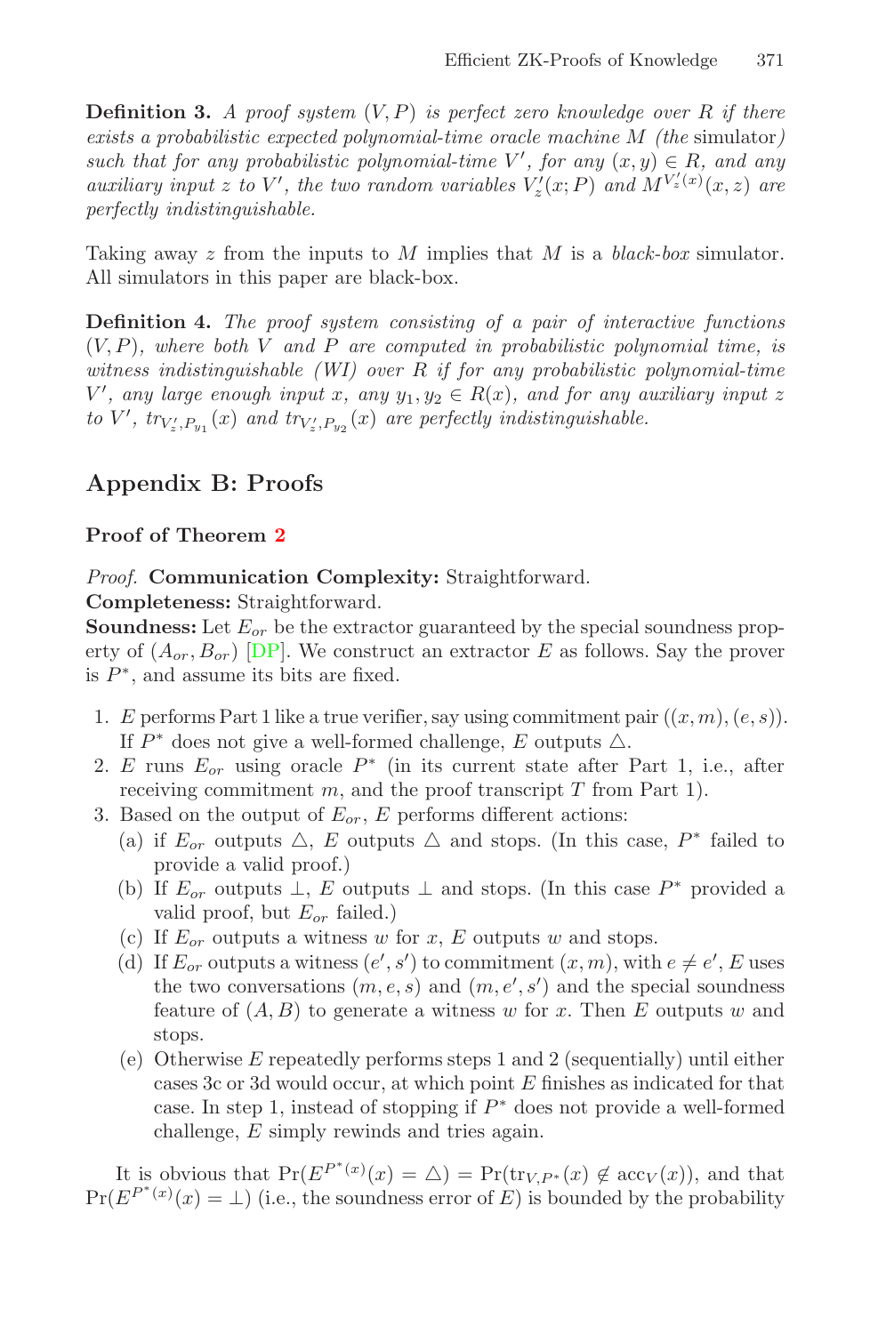**Definition 3.** *A proof system $(V, P)$ is perfect zero knowledge over $R$ if there exists a probabilistic expected polynomial-time oracle machine $M$ (the* simulator*) such that for any probabilistic polynomial-time $V'$, for any $(x, y) \in R$, and any auxiliary input $z$ to $V'$, the two random variables $V'_z(x; P)$ and $M^{V'_z(x)}(x, z)$ are perfectly indistinguishable.*

Taking away $z$ from the inputs to $M$ implies that $M$ is a *black-box* simulator. All simulators in this paper are black-box.

**Definition 4.** *The proof system consisting of a pair of interactive functions $(V, P)$, where both $V$ and $P$ are computed in probabilistic polynomial time, is witness indistinguishable (WI) over $R$ if for any probabilistic polynomial-time $V'$, any large enough input $x$, any $y_1, y_2 \in R(x)$, and for any auxiliary input $z$ to $V'$, $tr_{V'_z, P_{y_1}}(x)$ and $tr_{V'_z, P_{y_2}}(x)$ are perfectly indistinguishable.*

## Appendix B: Proofs

### Proof of Theorem 2

*Proof.* **Communication Complexity:** Straightforward.
**Completeness:** Straightforward.
**Soundness:** Let $E_{or}$ be the extractor guaranteed by the special soundness property of $(A_{or}, B_{or})$ [DP]. We construct an extractor $E$ as follows. Say the prover is $P^*$, and assume its bits are fixed.

1. $E$ performs Part 1 like a true verifier, say using commitment pair $((x, m), (e, s))$. If $P^*$ does not give a well-formed challenge, $E$ outputs $\triangle$.
2. $E$ runs $E_{or}$ using oracle $P^*$ (in its current state after Part 1, i.e., after receiving commitment $m$, and the proof transcript $T$ from Part 1).
3. Based on the output of $E_{or}$, $E$ performs different actions:
   (a) if $E_{or}$ outputs $\triangle$, $E$ outputs $\triangle$ and stops. (In this case, $P^*$ failed to provide a valid proof.)
   (b) If $E_{or}$ outputs $\perp$, $E$ outputs $\perp$ and stops. (In this case $P^*$ provided a valid proof, but $E_{or}$ failed.)
   (c) If $E_{or}$ outputs a witness $w$ for $x$, $E$ outputs $w$ and stops.
   (d) If $E_{or}$ outputs a witness $(e', s')$ to commitment $(x, m)$, with $e \neq e'$, $E$ uses the two conversations $(m, e, s)$ and $(m, e', s')$ and the special soundness feature of $(A, B)$ to generate a witness $w$ for $x$. Then $E$ outputs $w$ and stops.
   (e) Otherwise $E$ repeatedly performs steps 1 and 2 (sequentially) until either cases 3c or 3d would occur, at which point $E$ finishes as indicated for that case. In step 1, instead of stopping if $P^*$ does not provide a well-formed challenge, $E$ simply rewinds and tries again.

It is obvious that $\Pr(E^{P^*(x)}(x) = \triangle) = \Pr(\text{tr}_{V,P^*}(x) \notin \text{acc}_V(x))$, and that $\Pr(E^{P^*(x)}(x) = \perp)$ (i.e., the soundness error of $E$) is bounded by the probability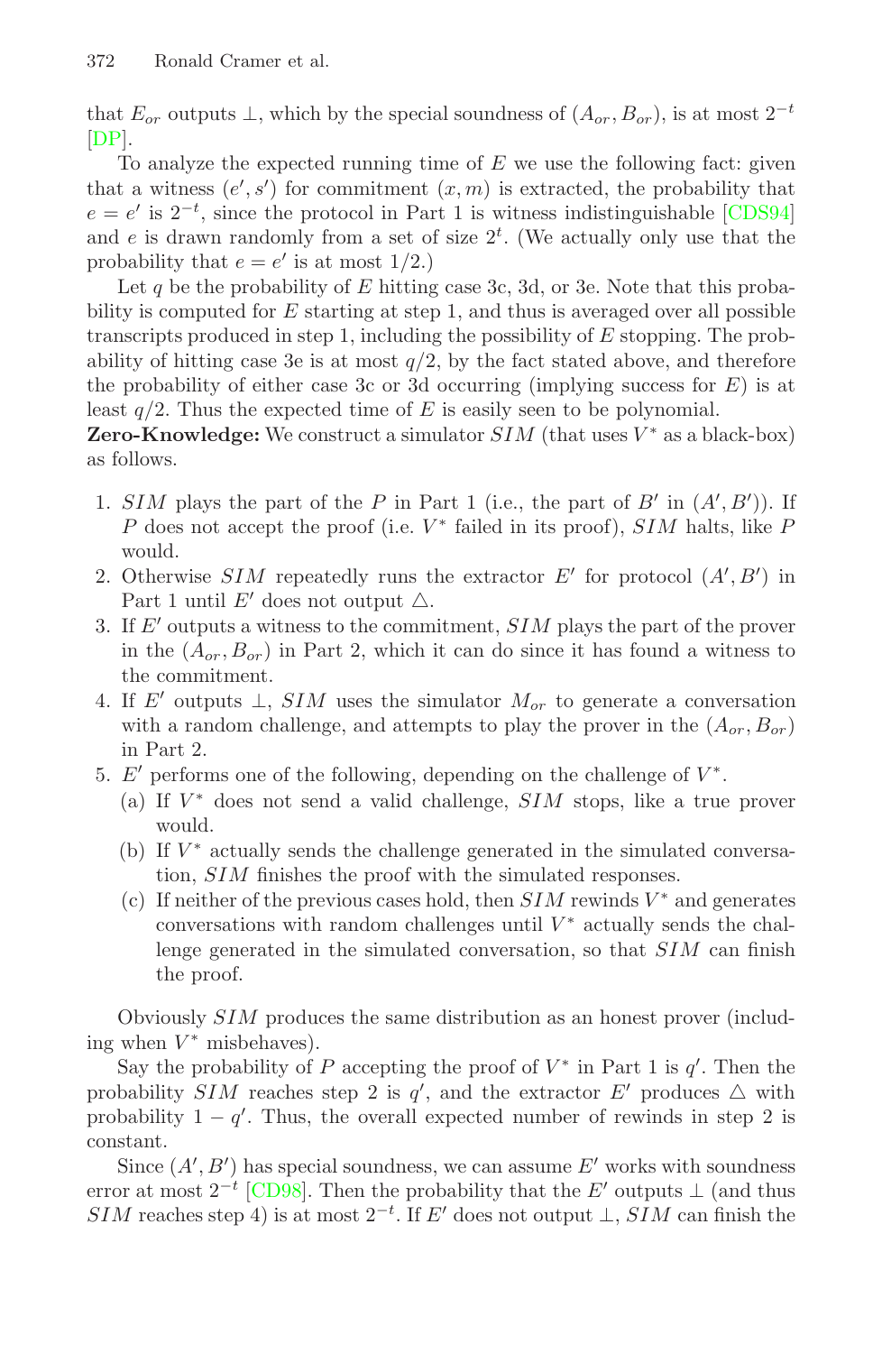that $E_{or}$ outputs $\perp$, which by the special soundness of $(A_{or}, B_{or})$, is at most $2^{-t}$ [DP].

To analyze the expected running time of $E$ we use the following fact: given that a witness $(e', s')$ for commitment $(x, m)$ is extracted, the probability that $e = e'$ is $2^{-t}$, since the protocol in Part 1 is witness indistinguishable [CDS94] and $e$ is drawn randomly from a set of size $2^t$. (We actually only use that the probability that $e = e'$ is at most $1/2$.)

Let $q$ be the probability of $E$ hitting case 3c, 3d, or 3e. Note that this probability is computed for $E$ starting at step 1, and thus is averaged over all possible transcripts produced in step 1, including the possibility of $E$ stopping. The probability of hitting case 3e is at most $q/2$, by the fact stated above, and therefore the probability of either case 3c or 3d occurring (implying success for $E$) is at least $q/2$. Thus the expected time of $E$ is easily seen to be polynomial.

**Zero-Knowledge:** We construct a simulator $SIM$ (that uses $V^*$ as a black-box) as follows.

1. $SIM$ plays the part of the $P$ in Part 1 (i.e., the part of $B'$ in $(A', B')$). If $P$ does not accept the proof (i.e. $V^*$ failed in its proof), $SIM$ halts, like $P$ would.
2. Otherwise $SIM$ repeatedly runs the extractor $E'$ for protocol $(A', B')$ in Part 1 until $E'$ does not output $\triangle$.
3. If $E'$ outputs a witness to the commitment, $SIM$ plays the part of the prover in the $(A_{or}, B_{or})$ in Part 2, which it can do since it has found a witness to the commitment.
4. If $E'$ outputs $\perp$, $SIM$ uses the simulator $M_{or}$ to generate a conversation with a random challenge, and attempts to play the prover in the $(A_{or}, B_{or})$ in Part 2.
5. $E'$ performs one of the following, depending on the challenge of $V^*$.
   (a) If $V^*$ does not send a valid challenge, $SIM$ stops, like a true prover would.
   (b) If $V^*$ actually sends the challenge generated in the simulated conversation, $SIM$ finishes the proof with the simulated responses.
   (c) If neither of the previous cases hold, then $SIM$ rewinds $V^*$ and generates conversations with random challenges until $V^*$ actually sends the challenge generated in the simulated conversation, so that $SIM$ can finish the proof.

Obviously $SIM$ produces the same distribution as an honest prover (including when $V^*$ misbehaves).

Say the probability of $P$ accepting the proof of $V^*$ in Part 1 is $q'$. Then the probability $SIM$ reaches step 2 is $q'$, and the extractor $E'$ produces $\triangle$ with probability $1 - q'$. Thus, the overall expected number of rewinds in step 2 is constant.

Since $(A', B')$ has special soundness, we can assume $E'$ works with soundness error at most $2^{-t}$ [CD98]. Then the probability that the $E'$ outputs $\perp$ (and thus $SIM$ reaches step 4) is at most $2^{-t}$. If $E'$ does not output $\perp$, $SIM$ can finish the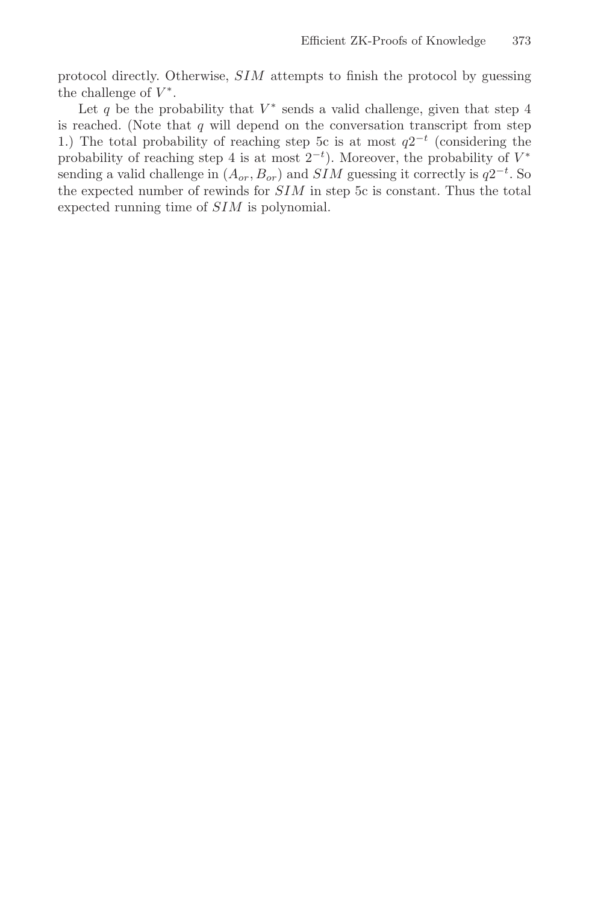protocol directly. Otherwise, $SIM$ attempts to finish the protocol by guessing the challenge of $V^*$.

Let $q$ be the probability that $V^*$ sends a valid challenge, given that step 4 is reached. (Note that $q$ will depend on the conversation transcript from step 1.) The total probability of reaching step 5c is at most $q2^{-t}$ (considering the probability of reaching step 4 is at most $2^{-t}$). Moreover, the probability of $V^*$ sending a valid challenge in $(A_{or}, B_{or})$ and $SIM$ guessing it correctly is $q2^{-t}$. So the expected number of rewinds for $SIM$ in step 5c is constant. Thus the total expected running time of $SIM$ is polynomial.